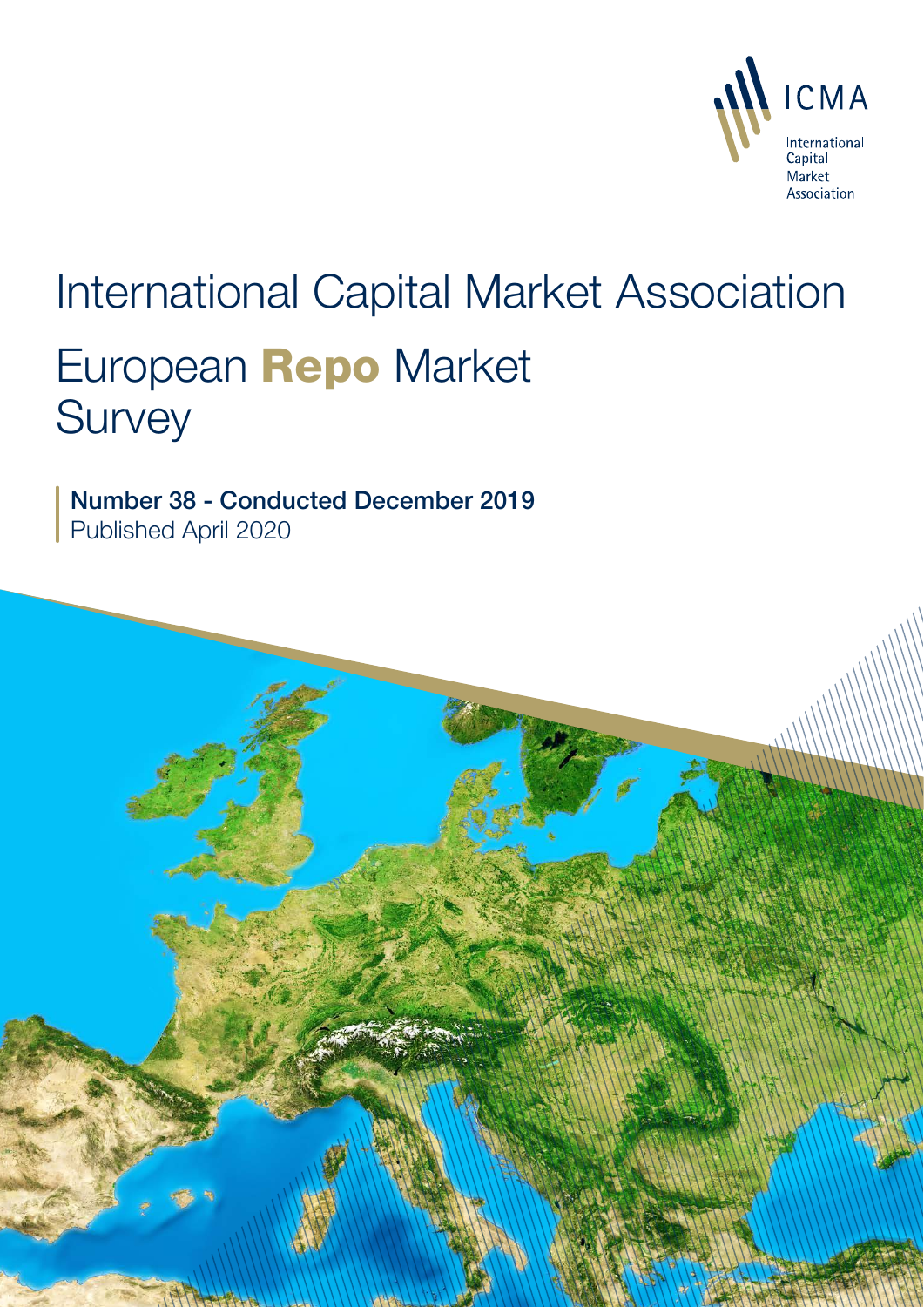ICMA

International Capital Market Association

# International Capital Market Association

# European Repo Market Survey

**Number 38 - Conducted December 2019**
Published April 2020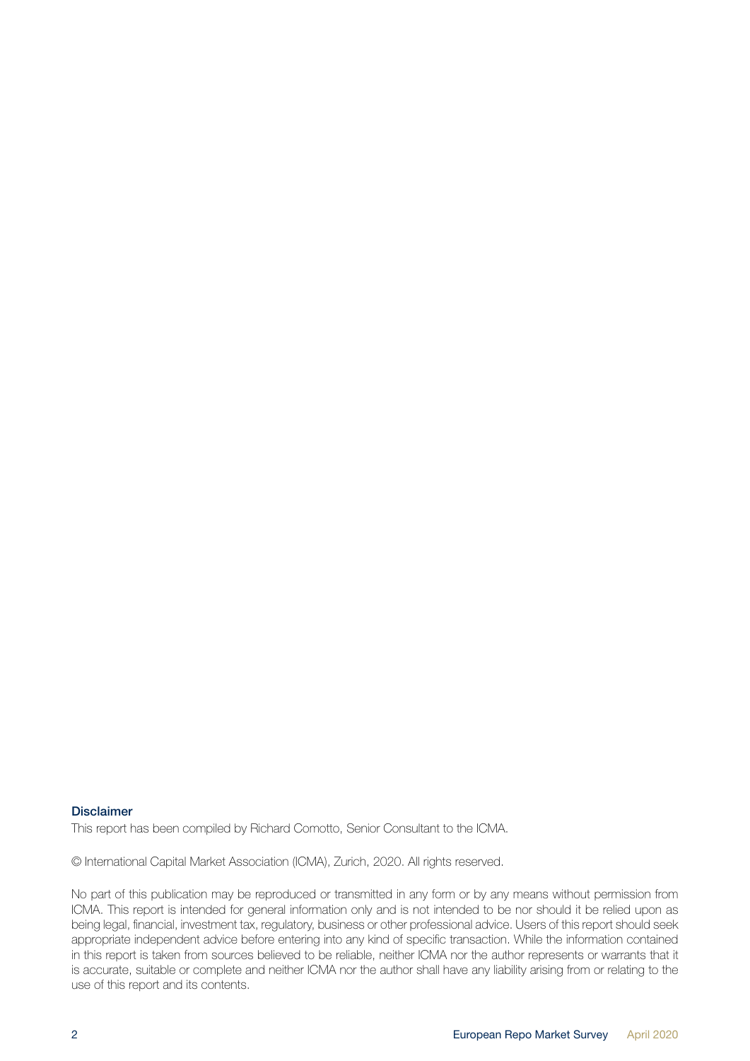### Disclaimer

This report has been compiled by Richard Comotto, Senior Consultant to the ICMA.

© International Capital Market Association (ICMA), Zurich, 2020. All rights reserved.

No part of this publication may be reproduced or transmitted in any form or by any means without permission from ICMA. This report is intended for general information only and is not intended to be nor should it be relied upon as being legal, financial, investment tax, regulatory, business or other professional advice. Users of this report should seek appropriate independent advice before entering into any kind of specific transaction. While the information contained in this report is taken from sources believed to be reliable, neither ICMA nor the author represents or warrants that it is accurate, suitable or complete and neither ICMA nor the author shall have any liability arising from or relating to the use of this report and its contents.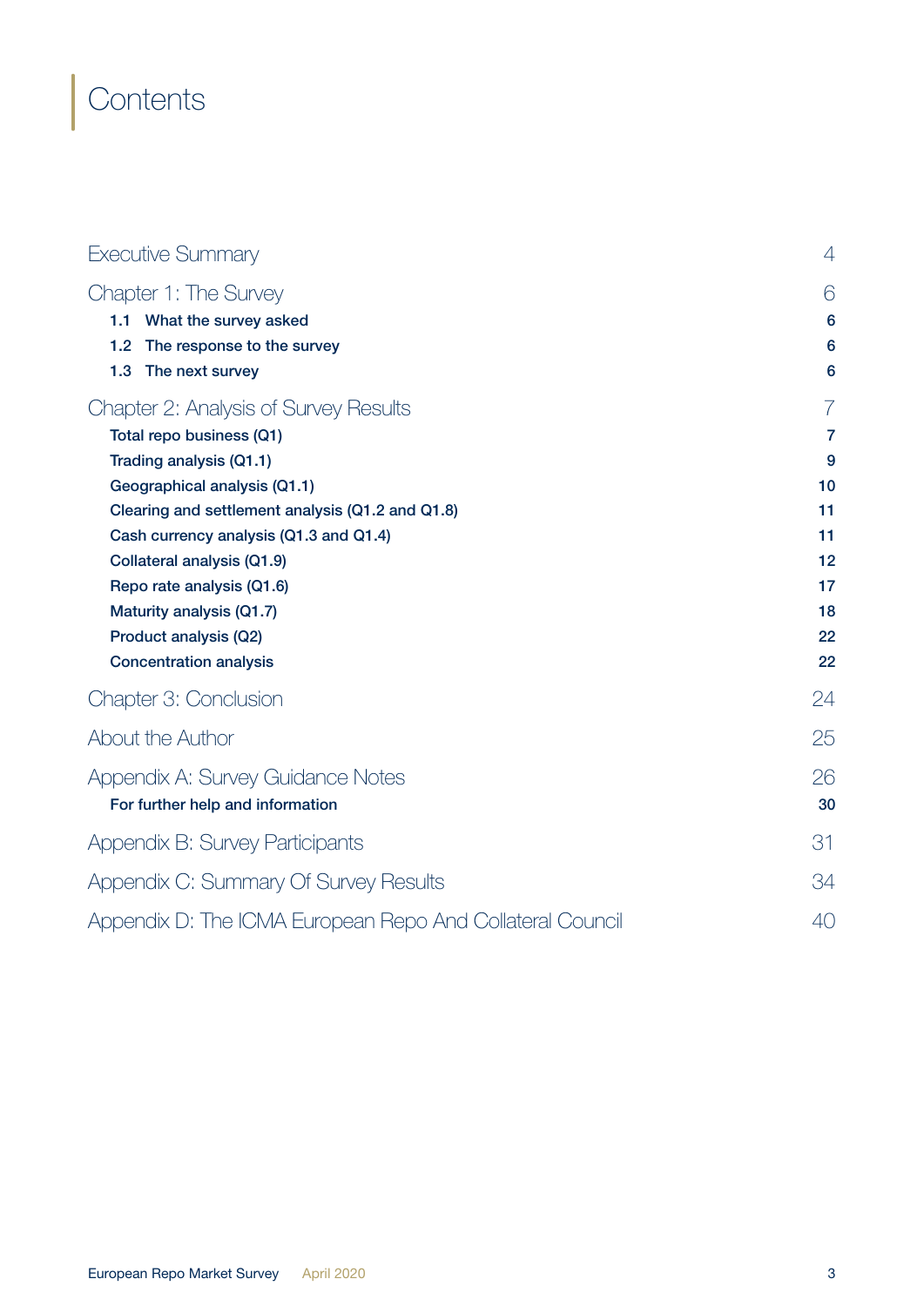# Contents

| | |
|---|---|
| Executive Summary | 4 |
| Chapter 1: The Survey | 6 |
| 1.1 What the survey asked | 6 |
| 1.2 The response to the survey | 6 |
| 1.3 The next survey | 6 |
| Chapter 2: Analysis of Survey Results | 7 |
| Total repo business (Q1) | 7 |
| Trading analysis (Q1.1) | 9 |
| Geographical analysis (Q1.1) | 10 |
| Clearing and settlement analysis (Q1.2 and Q1.8) | 11 |
| Cash currency analysis (Q1.3 and Q1.4) | 11 |
| Collateral analysis (Q1.9) | 12 |
| Repo rate analysis (Q1.6) | 17 |
| Maturity analysis (Q1.7) | 18 |
| Product analysis (Q2) | 22 |
| Concentration analysis | 22 |
| Chapter 3: Conclusion | 24 |
| About the Author | 25 |
| Appendix A: Survey Guidance Notes | 26 |
| For further help and information | 30 |
| Appendix B: Survey Participants | 31 |
| Appendix C: Summary Of Survey Results | 34 |
| Appendix D: The ICMA European Repo And Collateral Council | 40 |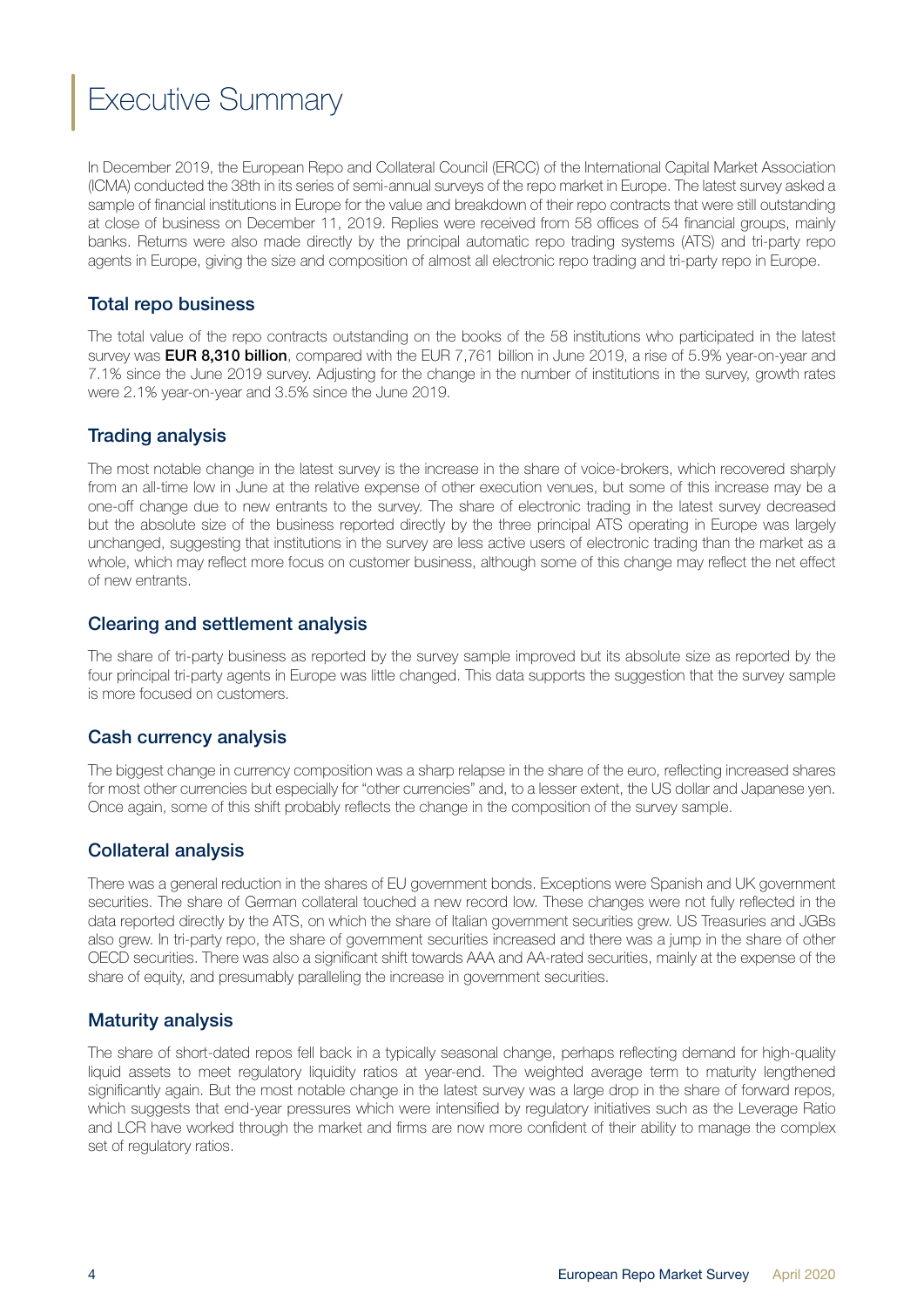# Executive Summary

In December 2019, the European Repo and Collateral Council (ERCC) of the International Capital Market Association (ICMA) conducted the 38th in its series of semi-annual surveys of the repo market in Europe. The latest survey asked a sample of financial institutions in Europe for the value and breakdown of their repo contracts that were still outstanding at close of business on December 11, 2019. Replies were received from 58 offices of 54 financial groups, mainly banks. Returns were also made directly by the principal automatic repo trading systems (ATS) and tri-party repo agents in Europe, giving the size and composition of almost all electronic repo trading and tri-party repo in Europe.

## Total repo business

The total value of the repo contracts outstanding on the books of the 58 institutions who participated in the latest survey was **EUR 8,310 billion**, compared with the EUR 7,761 billion in June 2019, a rise of 5.9% year-on-year and 7.1% since the June 2019 survey. Adjusting for the change in the number of institutions in the survey, growth rates were 2.1% year-on-year and 3.5% since the June 2019.

## Trading analysis

The most notable change in the latest survey is the increase in the share of voice-brokers, which recovered sharply from an all-time low in June at the relative expense of other execution venues, but some of this increase may be a one-off change due to new entrants to the survey. The share of electronic trading in the latest survey decreased but the absolute size of the business reported directly by the three principal ATS operating in Europe was largely unchanged, suggesting that institutions in the survey are less active users of electronic trading than the market as a whole, which may reflect more focus on customer business, although some of this change may reflect the net effect of new entrants.

## Clearing and settlement analysis

The share of tri-party business as reported by the survey sample improved but its absolute size as reported by the four principal tri-party agents in Europe was little changed. This data supports the suggestion that the survey sample is more focused on customers.

## Cash currency analysis

The biggest change in currency composition was a sharp relapse in the share of the euro, reflecting increased shares for most other currencies but especially for "other currencies" and, to a lesser extent, the US dollar and Japanese yen. Once again, some of this shift probably reflects the change in the composition of the survey sample.

## Collateral analysis

There was a general reduction in the shares of EU government bonds. Exceptions were Spanish and UK government securities. The share of German collateral touched a new record low. These changes were not fully reflected in the data reported directly by the ATS, on which the share of Italian government securities grew. US Treasuries and JGBs also grew. In tri-party repo, the share of government securities increased and there was a jump in the share of other OECD securities. There was also a significant shift towards AAA and AA-rated securities, mainly at the expense of the share of equity, and presumably paralleling the increase in government securities.

## Maturity analysis

The share of short-dated repos fell back in a typically seasonal change, perhaps reflecting demand for high-quality liquid assets to meet regulatory liquidity ratios at year-end. The weighted average term to maturity lengthened significantly again. But the most notable change in the latest survey was a large drop in the share of forward repos, which suggests that end-year pressures which were intensified by regulatory initiatives such as the Leverage Ratio and LCR have worked through the market and firms are now more confident of their ability to manage the complex set of regulatory ratios.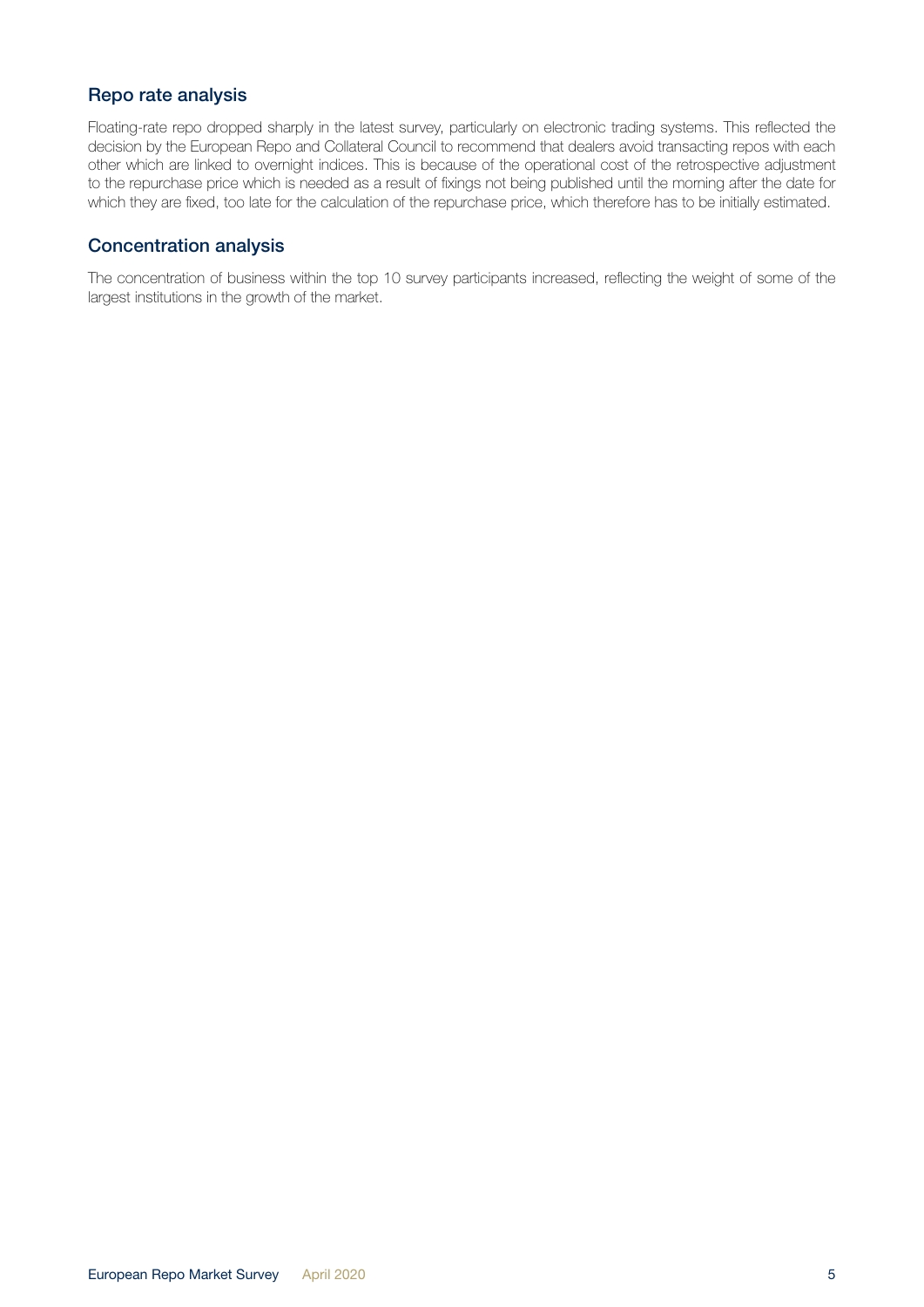## Repo rate analysis

Floating-rate repo dropped sharply in the latest survey, particularly on electronic trading systems. This reflected the decision by the European Repo and Collateral Council to recommend that dealers avoid transacting repos with each other which are linked to overnight indices. This is because of the operational cost of the retrospective adjustment to the repurchase price which is needed as a result of fixings not being published until the morning after the date for which they are fixed, too late for the calculation of the repurchase price, which therefore has to be initially estimated.

## Concentration analysis

The concentration of business within the top 10 survey participants increased, reflecting the weight of some of the largest institutions in the growth of the market.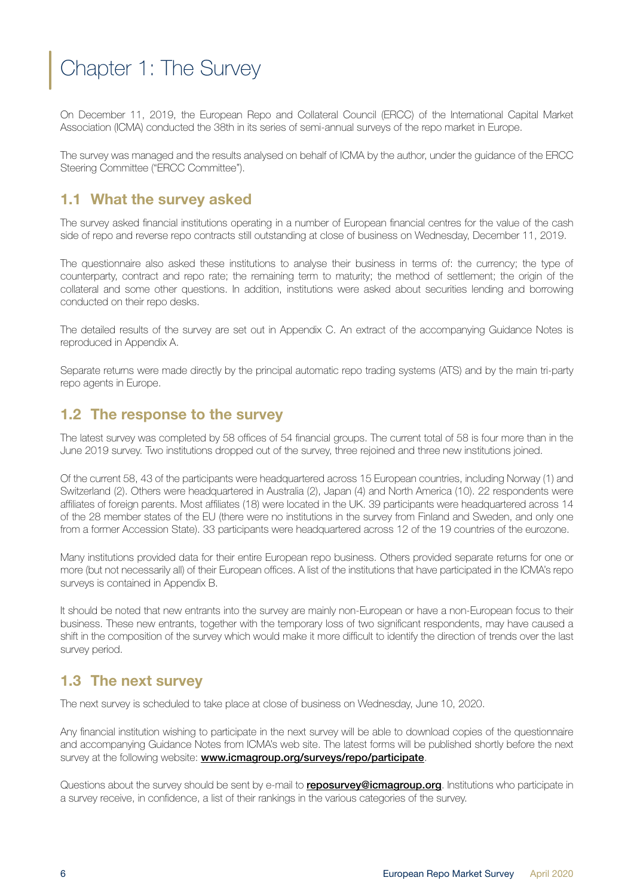# Chapter 1: The Survey

On December 11, 2019, the European Repo and Collateral Council (ERCC) of the International Capital Market Association (ICMA) conducted the 38th in its series of semi-annual surveys of the repo market in Europe.

The survey was managed and the results analysed on behalf of ICMA by the author, under the guidance of the ERCC Steering Committee ("ERCC Committee").

## 1.1 What the survey asked

The survey asked financial institutions operating in a number of European financial centres for the value of the cash side of repo and reverse repo contracts still outstanding at close of business on Wednesday, December 11, 2019.

The questionnaire also asked these institutions to analyse their business in terms of: the currency; the type of counterparty, contract and repo rate; the remaining term to maturity; the method of settlement; the origin of the collateral and some other questions. In addition, institutions were asked about securities lending and borrowing conducted on their repo desks.

The detailed results of the survey are set out in Appendix C. An extract of the accompanying Guidance Notes is reproduced in Appendix A.

Separate returns were made directly by the principal automatic repo trading systems (ATS) and by the main tri-party repo agents in Europe.

## 1.2 The response to the survey

The latest survey was completed by 58 offices of 54 financial groups. The current total of 58 is four more than in the June 2019 survey. Two institutions dropped out of the survey, three rejoined and three new institutions joined.

Of the current 58, 43 of the participants were headquartered across 15 European countries, including Norway (1) and Switzerland (2). Others were headquartered in Australia (2), Japan (4) and North America (10). 22 respondents were affiliates of foreign parents. Most affiliates (18) were located in the UK. 39 participants were headquartered across 14 of the 28 member states of the EU (there were no institutions in the survey from Finland and Sweden, and only one from a former Accession State). 33 participants were headquartered across 12 of the 19 countries of the eurozone.

Many institutions provided data for their entire European repo business. Others provided separate returns for one or more (but not necessarily all) of their European offices. A list of the institutions that have participated in the ICMA's repo surveys is contained in Appendix B.

It should be noted that new entrants into the survey are mainly non-European or have a non-European focus to their business. These new entrants, together with the temporary loss of two significant respondents, may have caused a shift in the composition of the survey which would make it more difficult to identify the direction of trends over the last survey period.

## 1.3 The next survey

The next survey is scheduled to take place at close of business on Wednesday, June 10, 2020.

Any financial institution wishing to participate in the next survey will be able to download copies of the questionnaire and accompanying Guidance Notes from ICMA's web site. The latest forms will be published shortly before the next survey at the following website: **www.icmagroup.org/surveys/repo/participate**.

Questions about the survey should be sent by e-mail to **reposurvey@icmagroup.org**. Institutions who participate in a survey receive, in confidence, a list of their rankings in the various categories of the survey.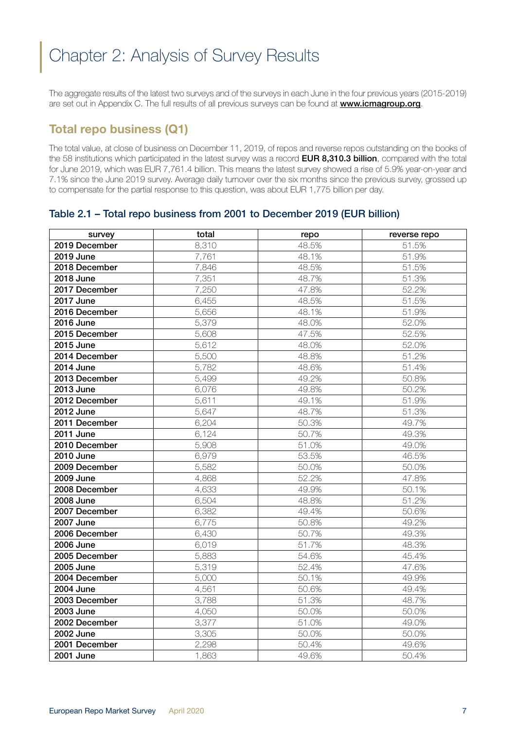# Chapter 2: Analysis of Survey Results

The aggregate results of the latest two surveys and of the surveys in each June in the four previous years (2015-2019) are set out in Appendix C. The full results of all previous surveys can be found at **www.icmagroup.org**.

## Total repo business (Q1)

The total value, at close of business on December 11, 2019, of repos and reverse repos outstanding on the books of the 58 institutions which participated in the latest survey was a record **EUR 8,310.3 billion**, compared with the total for June 2019, which was EUR 7,761.4 billion. This means the latest survey showed a rise of 5.9% year-on-year and 7.1% since the June 2019 survey. Average daily turnover over the six months since the previous survey, grossed up to compensate for the partial response to this question, was about EUR 1,775 billion per day.

### Table 2.1 – Total repo business from 2001 to December 2019 (EUR billion)

| survey | total | repo | reverse repo |
|---|---|---|---|
| **2019 December** | 8,310 | 48.5% | 51.5% |
| **2019 June** | 7,761 | 48.1% | 51.9% |
| **2018 December** | 7,846 | 48.5% | 51.5% |
| **2018 June** | 7,351 | 48.7% | 51.3% |
| **2017 December** | 7,250 | 47.8% | 52.2% |
| **2017 June** | 6,455 | 48.5% | 51.5% |
| **2016 December** | 5,656 | 48.1% | 51.9% |
| **2016 June** | 5,379 | 48.0% | 52.0% |
| **2015 December** | 5,608 | 47.5% | 52.5% |
| **2015 June** | 5,612 | 48.0% | 52.0% |
| **2014 December** | 5,500 | 48.8% | 51.2% |
| **2014 June** | 5,782 | 48.6% | 51.4% |
| **2013 December** | 5,499 | 49.2% | 50.8% |
| **2013 June** | 6,076 | 49.8% | 50.2% |
| **2012 December** | 5,611 | 49.1% | 51.9% |
| **2012 June** | 5,647 | 48.7% | 51.3% |
| **2011 December** | 6,204 | 50.3% | 49.7% |
| **2011 June** | 6,124 | 50.7% | 49.3% |
| **2010 December** | 5,908 | 51.0% | 49.0% |
| **2010 June** | 6,979 | 53.5% | 46.5% |
| **2009 December** | 5,582 | 50.0% | 50.0% |
| **2009 June** | 4,868 | 52.2% | 47.8% |
| **2008 December** | 4,633 | 49.9% | 50.1% |
| **2008 June** | 6,504 | 48.8% | 51.2% |
| **2007 December** | 6,382 | 49.4% | 50.6% |
| **2007 June** | 6,775 | 50.8% | 49.2% |
| **2006 December** | 6,430 | 50.7% | 49.3% |
| **2006 June** | 6,019 | 51.7% | 48.3% |
| **2005 December** | 5,883 | 54.6% | 45.4% |
| **2005 June** | 5,319 | 52.4% | 47.6% |
| **2004 December** | 5,000 | 50.1% | 49.9% |
| **2004 June** | 4,561 | 50.6% | 49.4% |
| **2003 December** | 3,788 | 51.3% | 48.7% |
| **2003 June** | 4,050 | 50.0% | 50.0% |
| **2002 December** | 3,377 | 51.0% | 49.0% |
| **2002 June** | 3,305 | 50.0% | 50.0% |
| **2001 December** | 2,298 | 50.4% | 49.6% |
| **2001 June** | 1,863 | 49.6% | 50.4% |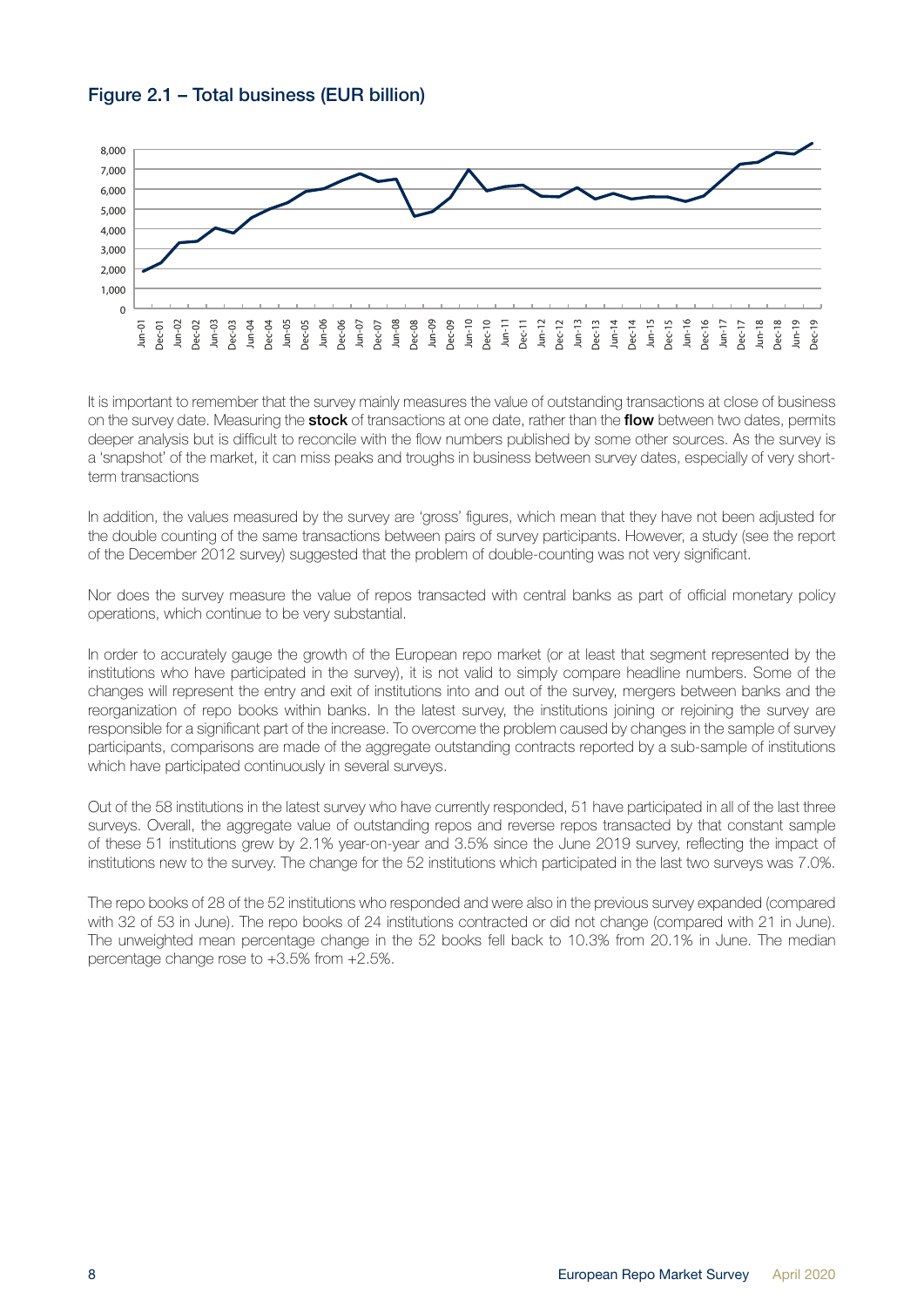### Figure 2.1 – Total business (EUR billion)

It is important to remember that the survey mainly measures the value of outstanding transactions at close of business on the survey date. Measuring the **stock** of transactions at one date, rather than the **flow** between two dates, permits deeper analysis but is difficult to reconcile with the flow numbers published by some other sources. As the survey is a 'snapshot' of the market, it can miss peaks and troughs in business between survey dates, especially of very short-term transactions

In addition, the values measured by the survey are 'gross' figures, which mean that they have not been adjusted for the double counting of the same transactions between pairs of survey participants. However, a study (see the report of the December 2012 survey) suggested that the problem of double-counting was not very significant.

Nor does the survey measure the value of repos transacted with central banks as part of official monetary policy operations, which continue to be very substantial.

In order to accurately gauge the growth of the European repo market (or at least that segment represented by the institutions who have participated in the survey), it is not valid to simply compare headline numbers. Some of the changes will represent the entry and exit of institutions into and out of the survey, mergers between banks and the reorganization of repo books within banks. In the latest survey, the institutions joining or rejoining the survey are responsible for a significant part of the increase. To overcome the problem caused by changes in the sample of survey participants, comparisons are made of the aggregate outstanding contracts reported by a sub-sample of institutions which have participated continuously in several surveys.

Out of the 58 institutions in the latest survey who have currently responded, 51 have participated in all of the last three surveys. Overall, the aggregate value of outstanding repos and reverse repos transacted by that constant sample of these 51 institutions grew by 2.1% year-on-year and 3.5% since the June 2019 survey, reflecting the impact of institutions new to the survey. The change for the 52 institutions which participated in the last two surveys was 7.0%.

The repo books of 28 of the 52 institutions who responded and were also in the previous survey expanded (compared with 32 of 53 in June). The repo books of 24 institutions contracted or did not change (compared with 21 in June). The unweighted mean percentage change in the 52 books fell back to 10.3% from 20.1% in June. The median percentage change rose to +3.5% from +2.5%.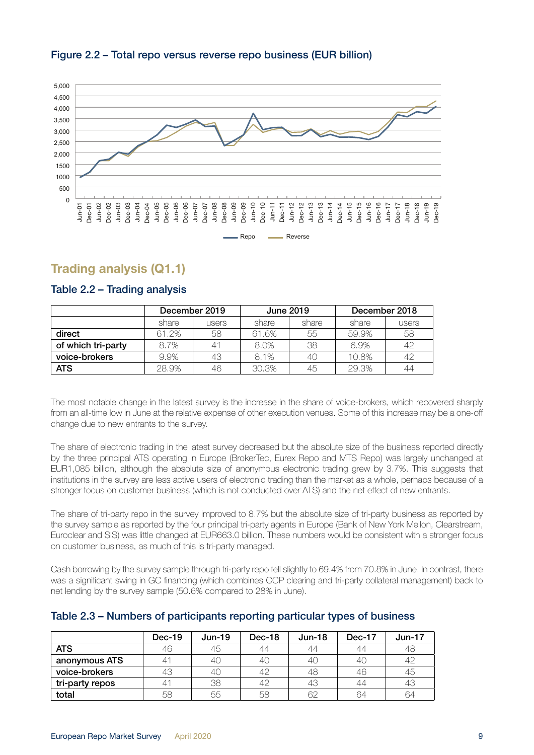## Figure 2.2 – Total repo versus reverse repo business (EUR billion)

## Trading analysis (Q1.1)

### Table 2.2 – Trading analysis

| | December 2019 | | June 2019 | | December 2018 | |
|---|---|---|---|---|---|---|
| | share | users | share | share | share | users |
| **direct** | 61.2% | 58 | 61.6% | 55 | 59.9% | 58 |
| **of which tri-party** | 8.7% | 41 | 8.0% | 38 | 6.9% | 42 |
| **voice-brokers** | 9.9% | 43 | 8.1% | 40 | 10.8% | 42 |
| **ATS** | 28.9% | 46 | 30.3% | 45 | 29.3% | 44 |

The most notable change in the latest survey is the increase in the share of voice-brokers, which recovered sharply from an all-time low in June at the relative expense of other execution venues. Some of this increase may be a one-off change due to new entrants to the survey.

The share of electronic trading in the latest survey decreased but the absolute size of the business reported directly by the three principal ATS operating in Europe (BrokerTec, Eurex Repo and MTS Repo) was largely unchanged at EUR1,085 billion, although the absolute size of anonymous electronic trading grew by 3.7%. This suggests that institutions in the survey are less active users of electronic trading than the market as a whole, perhaps because of a stronger focus on customer business (which is not conducted over ATS) and the net effect of new entrants.

The share of tri-party repo in the survey improved to 8.7% but the absolute size of tri-party business as reported by the survey sample as reported by the four principal tri-party agents in Europe (Bank of New York Mellon, Clearstream, Euroclear and SIS) was little changed at EUR663.0 billion. These numbers would be consistent with a stronger focus on customer business, as much of this is tri-party managed.

Cash borrowing by the survey sample through tri-party repo fell slightly to 69.4% from 70.8% in June. In contrast, there was a significant swing in GC financing (which combines CCP clearing and tri-party collateral management) back to net lending by the survey sample (50.6% compared to 28% in June).

### Table 2.3 – Numbers of participants reporting particular types of business

| | Dec-19 | Jun-19 | Dec-18 | Jun-18 | Dec-17 | Jun-17 |
|---|---|---|---|---|---|---|
| **ATS** | 46 | 45 | 44 | 44 | 44 | 48 |
| **anonymous ATS** | 41 | 40 | 40 | 40 | 40 | 42 |
| **voice-brokers** | 43 | 40 | 42 | 48 | 46 | 45 |
| **tri-party repos** | 41 | 38 | 42 | 43 | 44 | 43 |
| **total** | 58 | 55 | 58 | 62 | 64 | 64 |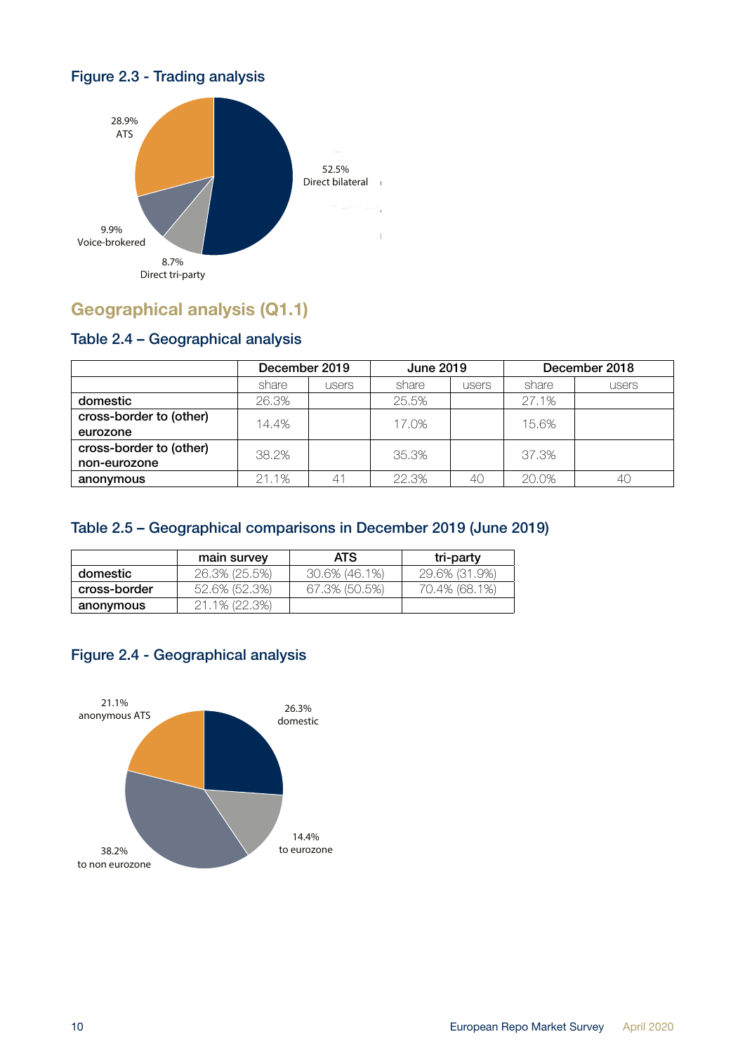### Figure 2.3 - Trading analysis

28.9% ATS

52.5% Direct bilateral

9.9% Voice-brokered

8.7% Direct tri-party

## Geographical analysis (Q1.1)

### Table 2.4 – Geographical analysis

| | December 2019 | | June 2019 | | December 2018 | |
|---|---|---|---|---|---|---|
| | share | users | share | users | share | users |
| **domestic** | 26.3% | | 25.5% | | 27.1% | |
| **cross-border to (other) eurozone** | 14.4% | | 17.0% | | 15.6% | |
| **cross-border to (other) non-eurozone** | 38.2% | | 35.3% | | 37.3% | |
| **anonymous** | 21.1% | 41 | 22.3% | 40 | 20.0% | 40 |

### Table 2.5 – Geographical comparisons in December 2019 (June 2019)

| | main survey | ATS | tri-party |
|---|---|---|---|
| **domestic** | 26.3% (25.5%) | 30.6% (46.1%) | 29.6% (31.9%) |
| **cross-border** | 52.6% (52.3%) | 67.3% (50.5%) | 70.4% (68.1%) |
| **anonymous** | 21.1% (22.3%) | | |

### Figure 2.4 - Geographical analysis

21.1% anonymous ATS

26.3% domestic

14.4% to eurozone

38.2% to non eurozone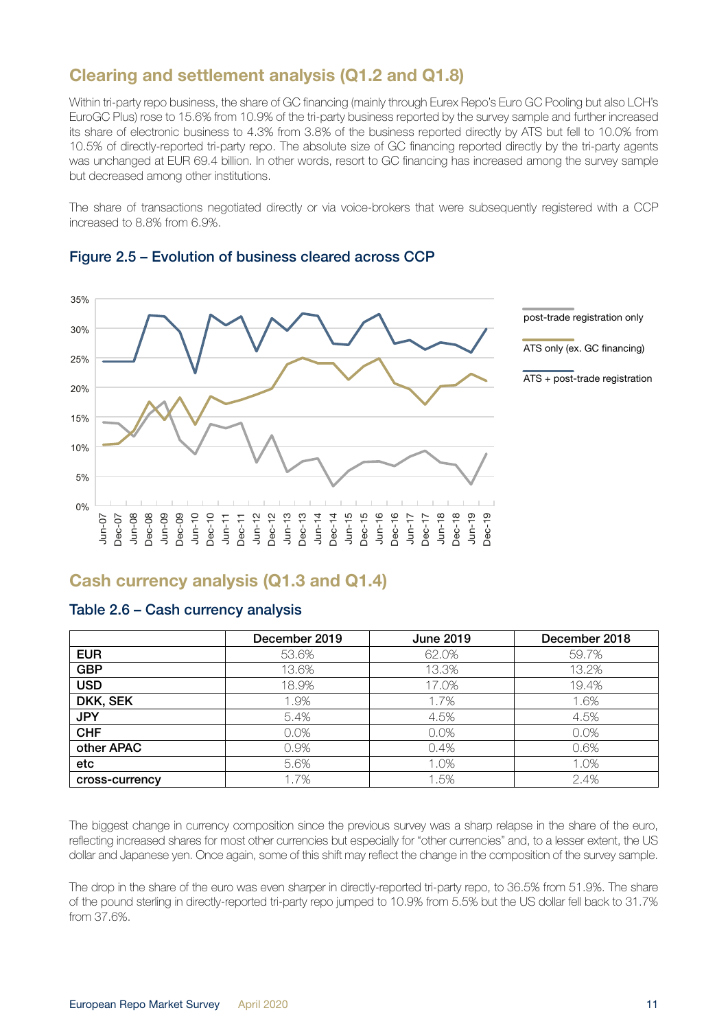## Clearing and settlement analysis (Q1.2 and Q1.8)

Within tri-party repo business, the share of GC financing (mainly through Eurex Repo's Euro GC Pooling but also LCH's EuroGC Plus) rose to 15.6% from 10.9% of the tri-party business reported by the survey sample and further increased its share of electronic business to 4.3% from 3.8% of the business reported directly by ATS but fell to 10.0% from 10.5% of directly-reported tri-party repo. The absolute size of GC financing reported directly by the tri-party agents was unchanged at EUR 69.4 billion. In other words, resort to GC financing has increased among the survey sample but decreased among other institutions.

The share of transactions negotiated directly or via voice-brokers that were subsequently registered with a CCP increased to 8.8% from 6.9%.

### Figure 2.5 – Evolution of business cleared across CCP

## Cash currency analysis (Q1.3 and Q1.4)

### Table 2.6 – Cash currency analysis

| | December 2019 | June 2019 | December 2018 |
|---|---|---|---|
| **EUR** | 53.6% | 62.0% | 59.7% |
| **GBP** | 13.6% | 13.3% | 13.2% |
| **USD** | 18.9% | 17.0% | 19.4% |
| **DKK, SEK** | 1.9% | 1.7% | 1.6% |
| **JPY** | 5.4% | 4.5% | 4.5% |
| **CHF** | 0.0% | 0.0% | 0.0% |
| **other APAC** | 0.9% | 0.4% | 0.6% |
| **etc** | 5.6% | 1.0% | 1.0% |
| **cross-currency** | 1.7% | 1.5% | 2.4% |

The biggest change in currency composition since the previous survey was a sharp relapse in the share of the euro, reflecting increased shares for most other currencies but especially for "other currencies" and, to a lesser extent, the US dollar and Japanese yen. Once again, some of this shift may reflect the change in the composition of the survey sample.

The drop in the share of the euro was even sharper in directly-reported tri-party repo, to 36.5% from 51.9%. The share of the pound sterling in directly-reported tri-party repo jumped to 10.9% from 5.5% but the US dollar fell back to 31.7% from 37.6%.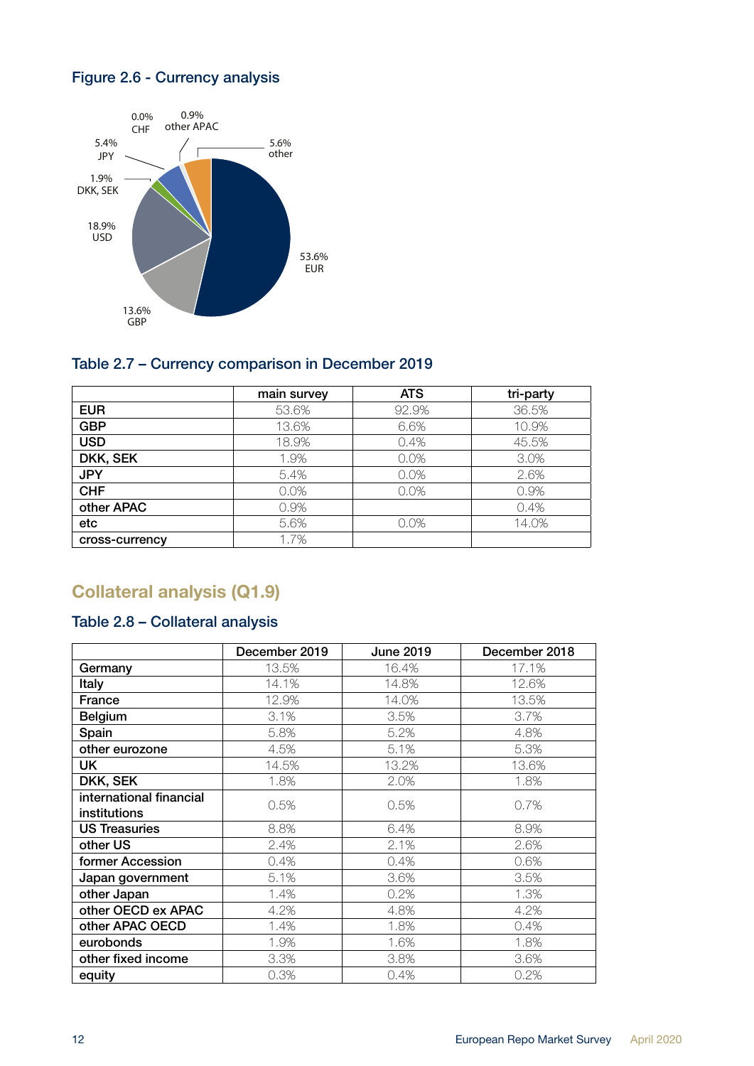### Figure 2.6 - Currency analysis

0.0% CHF

0.9% other APAC

5.4% JPY

5.6% other

1.9% DKK, SEK

18.9% USD

53.6% EUR

13.6% GBP

### Table 2.7 – Currency comparison in December 2019

| | main survey | ATS | tri-party |
|---|---|---|---|
| **EUR** | 53.6% | 92.9% | 36.5% |
| **GBP** | 13.6% | 6.6% | 10.9% |
| **USD** | 18.9% | 0.4% | 45.5% |
| **DKK, SEK** | 1.9% | 0.0% | 3.0% |
| **JPY** | 5.4% | 0.0% | 2.6% |
| **CHF** | 0.0% | 0.0% | 0.9% |
| **other APAC** | 0.9% | | 0.4% |
| **etc** | 5.6% | 0.0% | 14.0% |
| **cross-currency** | 1.7% | | |

## Collateral analysis (Q1.9)

### Table 2.8 – Collateral analysis

| | December 2019 | June 2019 | December 2018 |
|---|---|---|---|
| **Germany** | 13.5% | 16.4% | 17.1% |
| **Italy** | 14.1% | 14.8% | 12.6% |
| **France** | 12.9% | 14.0% | 13.5% |
| **Belgium** | 3.1% | 3.5% | 3.7% |
| **Spain** | 5.8% | 5.2% | 4.8% |
| **other eurozone** | 4.5% | 5.1% | 5.3% |
| **UK** | 14.5% | 13.2% | 13.6% |
| **DKK, SEK** | 1.8% | 2.0% | 1.8% |
| **international financial institutions** | 0.5% | 0.5% | 0.7% |
| **US Treasuries** | 8.8% | 6.4% | 8.9% |
| **other US** | 2.4% | 2.1% | 2.6% |
| **former Accession** | 0.4% | 0.4% | 0.6% |
| **Japan government** | 5.1% | 3.6% | 3.5% |
| **other Japan** | 1.4% | 0.2% | 1.3% |
| **other OECD ex APAC** | 4.2% | 4.8% | 4.2% |
| **other APAC OECD** | 1.4% | 1.8% | 0.4% |
| **eurobonds** | 1.9% | 1.6% | 1.8% |
| **other fixed income** | 3.3% | 3.8% | 3.6% |
| **equity** | 0.3% | 0.4% | 0.2% |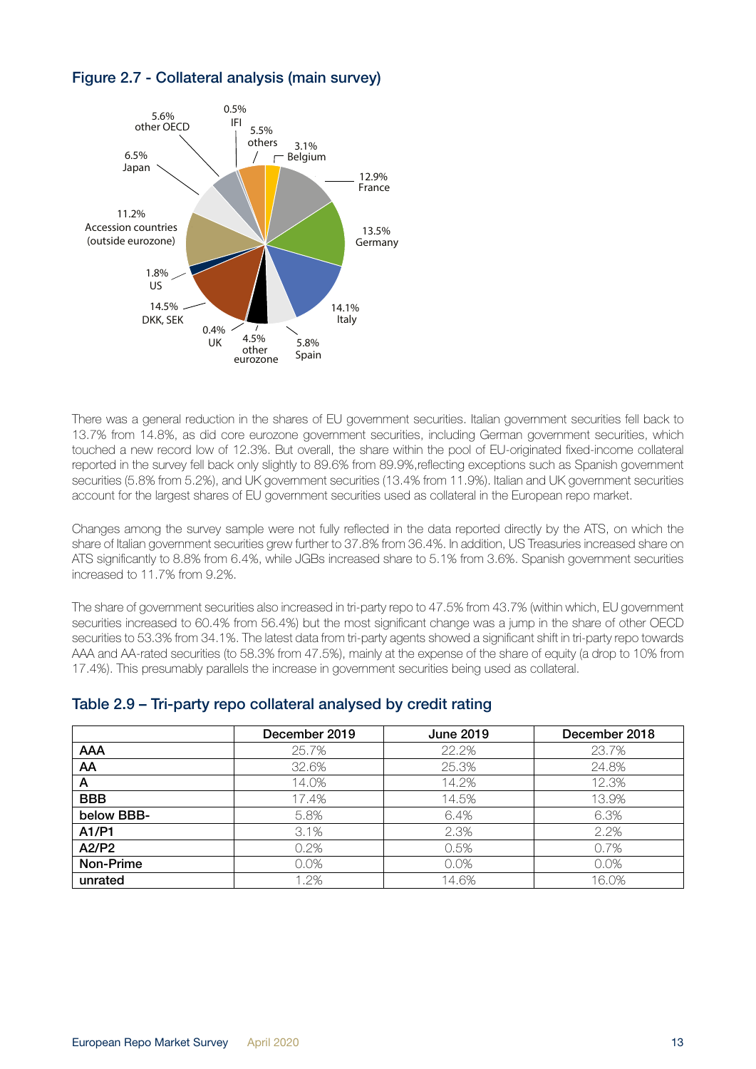## Figure 2.7 - Collateral analysis (main survey)

There was a general reduction in the shares of EU government securities. Italian government securities fell back to 13.7% from 14.8%, as did core eurozone government securities, including German government securities, which touched a new record low of 12.3%. But overall, the share within the pool of EU-originated fixed-income collateral reported in the survey fell back only slightly to 89.6% from 89.9%,reflecting exceptions such as Spanish government securities (5.8% from 5.2%), and UK government securities (13.4% from 11.9%). Italian and UK government securities account for the largest shares of EU government securities used as collateral in the European repo market.

Changes among the survey sample were not fully reflected in the data reported directly by the ATS, on which the share of Italian government securities grew further to 37.8% from 36.4%. In addition, US Treasuries increased share on ATS significantly to 8.8% from 6.4%, while JGBs increased share to 5.1% from 3.6%. Spanish government securities increased to 11.7% from 9.2%.

The share of government securities also increased in tri-party repo to 47.5% from 43.7% (within which, EU government securities increased to 60.4% from 56.4%) but the most significant change was a jump in the share of other OECD securities to 53.3% from 34.1%. The latest data from tri-party agents showed a significant shift in tri-party repo towards AAA and AA-rated securities (to 58.3% from 47.5%), mainly at the expense of the share of equity (a drop to 10% from 17.4%). This presumably parallels the increase in government securities being used as collateral.

## Table 2.9 – Tri-party repo collateral analysed by credit rating

| | December 2019 | June 2019 | December 2018 |
|---|---|---|---|
| **AAA** | 25.7% | 22.2% | 23.7% |
| **AA** | 32.6% | 25.3% | 24.8% |
| **A** | 14.0% | 14.2% | 12.3% |
| **BBB** | 17.4% | 14.5% | 13.9% |
| **below BBB-** | 5.8% | 6.4% | 6.3% |
| **A1/P1** | 3.1% | 2.3% | 2.2% |
| **A2/P2** | 0.2% | 0.5% | 0.7% |
| **Non-Prime** | 0.0% | 0.0% | 0.0% |
| **unrated** | 1.2% | 14.6% | 16.0% |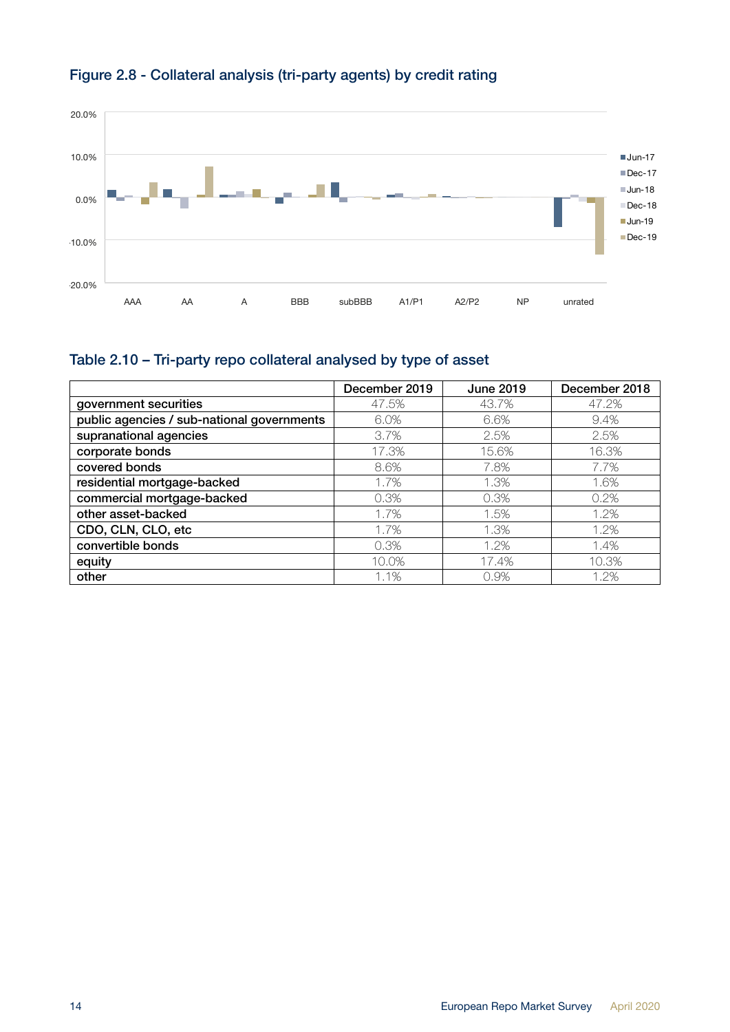## Figure 2.8 - Collateral analysis (tri-party agents) by credit rating

## Table 2.10 – Tri-party repo collateral analysed by type of asset

| | December 2019 | June 2019 | December 2018 |
|---|---|---|---|
| government securities | 47.5% | 43.7% | 47.2% |
| public agencies / sub-national governments | 6.0% | 6.6% | 9.4% |
| supranational agencies | 3.7% | 2.5% | 2.5% |
| corporate bonds | 17.3% | 15.6% | 16.3% |
| covered bonds | 8.6% | 7.8% | 7.7% |
| residential mortgage-backed | 1.7% | 1.3% | 1.6% |
| commercial mortgage-backed | 0.3% | 0.3% | 0.2% |
| other asset-backed | 1.7% | 1.5% | 1.2% |
| CDO, CLN, CLO, etc | 1.7% | 1.3% | 1.2% |
| convertible bonds | 0.3% | 1.2% | 1.4% |
| equity | 10.0% | 17.4% | 10.3% |
| other | 1.1% | 0.9% | 1.2% |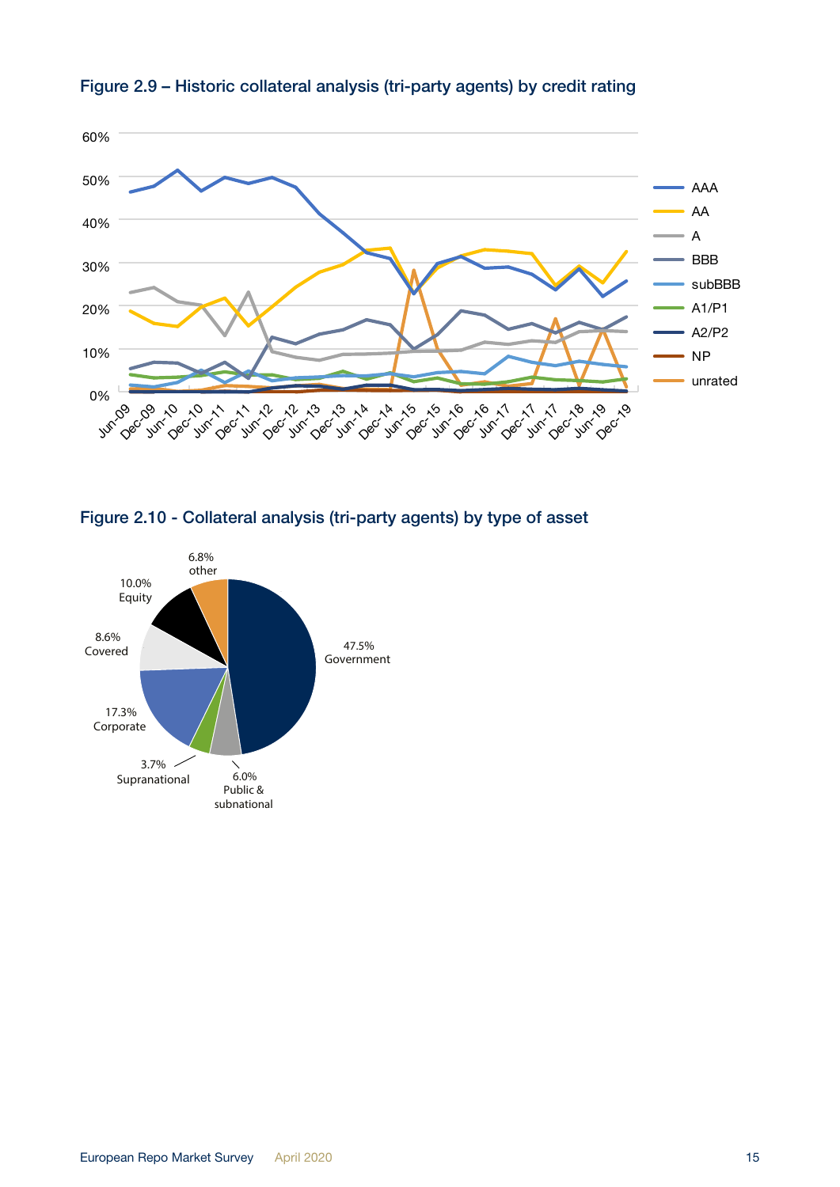## Figure 2.9 – Historic collateral analysis (tri-party agents) by credit rating

## Figure 2.10 - Collateral analysis (tri-party agents) by type of asset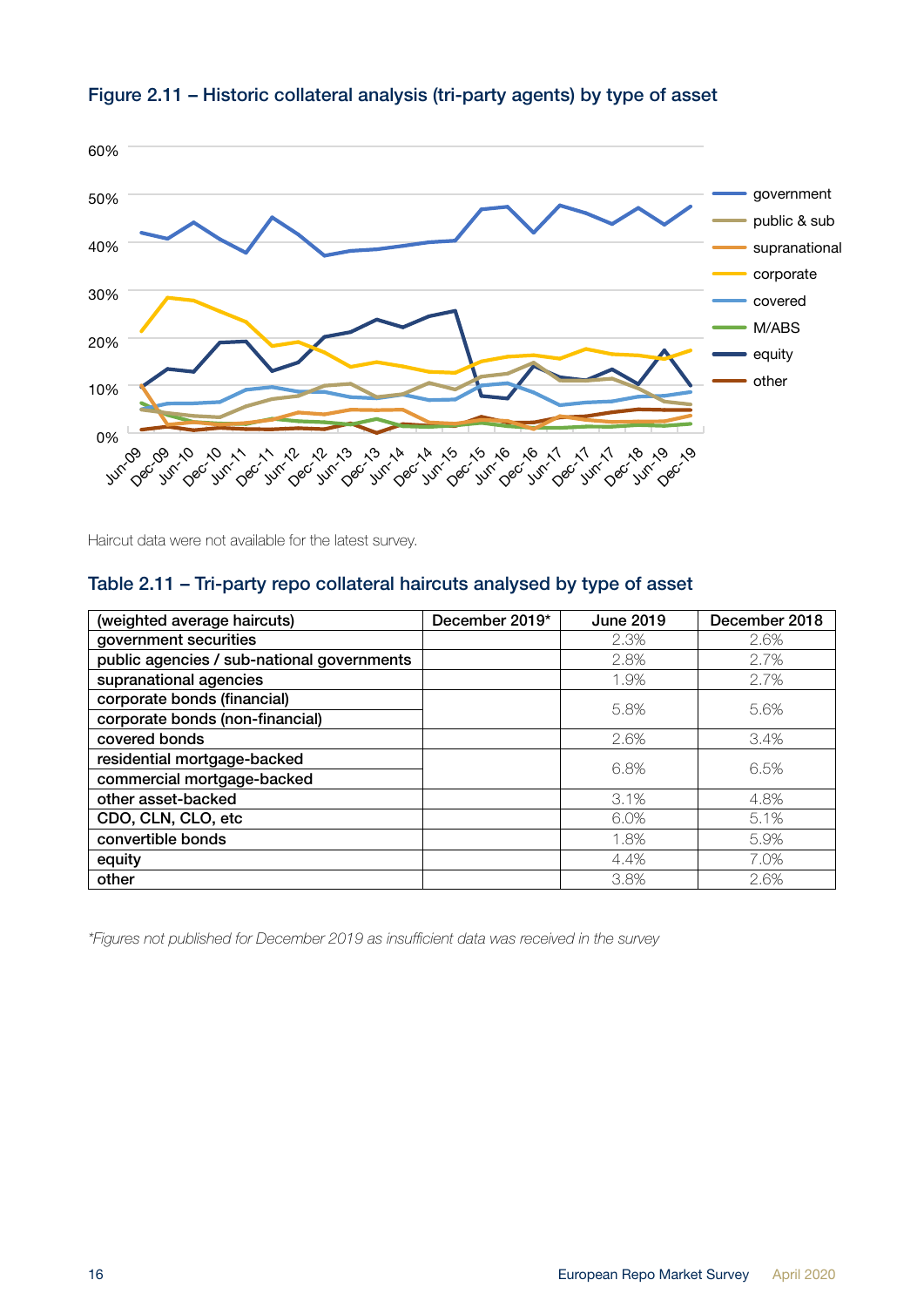## Figure 2.11 – Historic collateral analysis (tri-party agents) by type of asset

Haircut data were not available for the latest survey.

## Table 2.11 – Tri-party repo collateral haircuts analysed by type of asset

| (weighted average haircuts) | December 2019* | June 2019 | December 2018 |
|---|---|---|---|
| government securities | | 2.3% | 2.6% |
| public agencies / sub-national governments | | 2.8% | 2.7% |
| supranational agencies | | 1.9% | 2.7% |
| corporate bonds (financial)<br>corporate bonds (non-financial) | | 5.8% | 5.6% |
| covered bonds | | 2.6% | 3.4% |
| residential mortgage-backed<br>commercial mortgage-backed | | 6.8% | 6.5% |
| other asset-backed | | 3.1% | 4.8% |
| CDO, CLN, CLO, etc | | 6.0% | 5.1% |
| convertible bonds | | 1.8% | 5.9% |
| equity | | 4.4% | 7.0% |
| other | | 3.8% | 2.6% |

*\*Figures not published for December 2019 as insufficient data was received in the survey*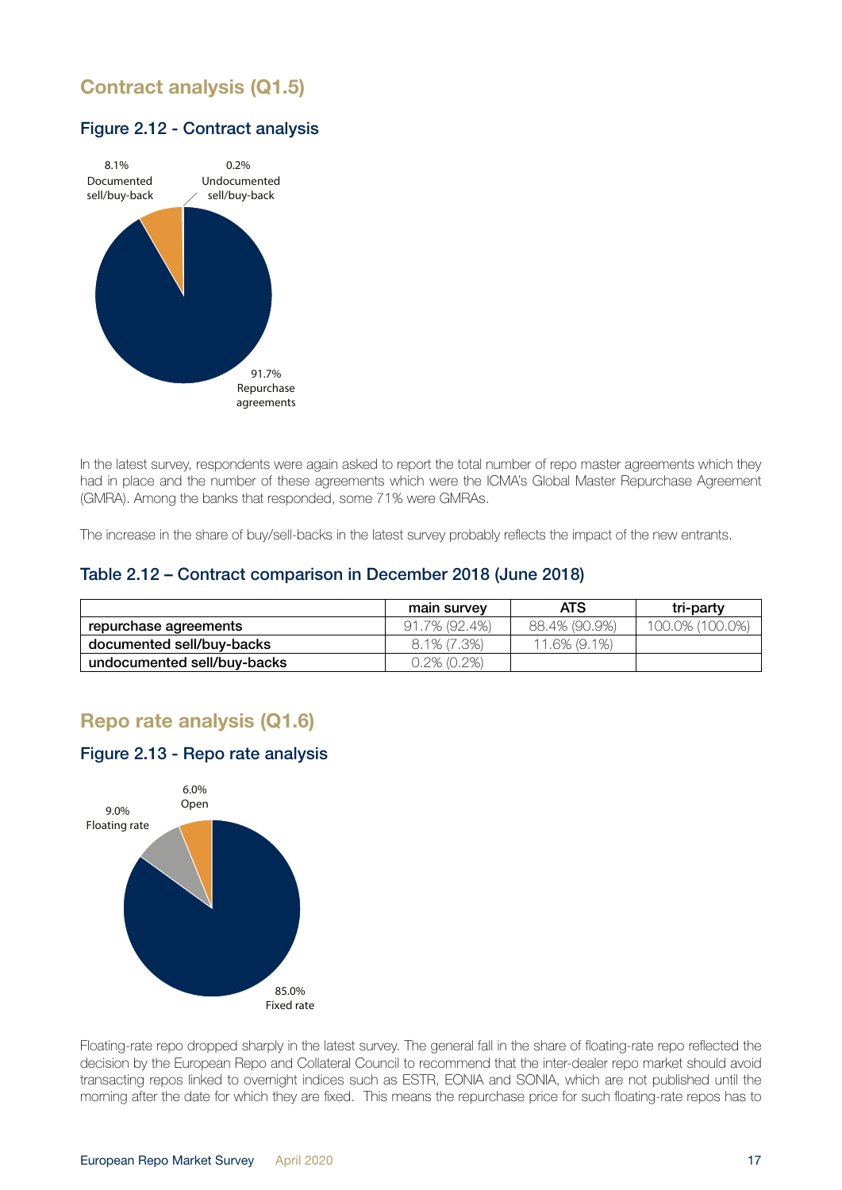## Contract analysis (Q1.5)

### Figure 2.12 - Contract analysis

8.1% Documented sell/buy-back

0.2% Undocumented sell/buy-back

91.7% Repurchase agreements

In the latest survey, respondents were again asked to report the total number of repo master agreements which they had in place and the number of these agreements which were the ICMA's Global Master Repurchase Agreement (GMRA). Among the banks that responded, some 71% were GMRAs.

The increase in the share of buy/sell-backs in the latest survey probably reflects the impact of the new entrants.

### Table 2.12 – Contract comparison in December 2018 (June 2018)

| | main survey | ATS | tri-party |
|---|---|---|---|
| repurchase agreements | 91.7% (92.4%) | 88.4% (90.9%) | 100.0% (100.0%) |
| documented sell/buy-backs | 8.1% (7.3%) | 11.6% (9.1%) | |
| undocumented sell/buy-backs | 0.2% (0.2%) | | |

## Repo rate analysis (Q1.6)

### Figure 2.13 - Repo rate analysis

6.0% Open

9.0% Floating rate

85.0% Fixed rate

Floating-rate repo dropped sharply in the latest survey. The general fall in the share of floating-rate repo reflected the decision by the European Repo and Collateral Council to recommend that the inter-dealer repo market should avoid transacting repos linked to overnight indices such as ESTR, EONIA and SONIA, which are not published until the morning after the date for which they are fixed. This means the repurchase price for such floating-rate repos has to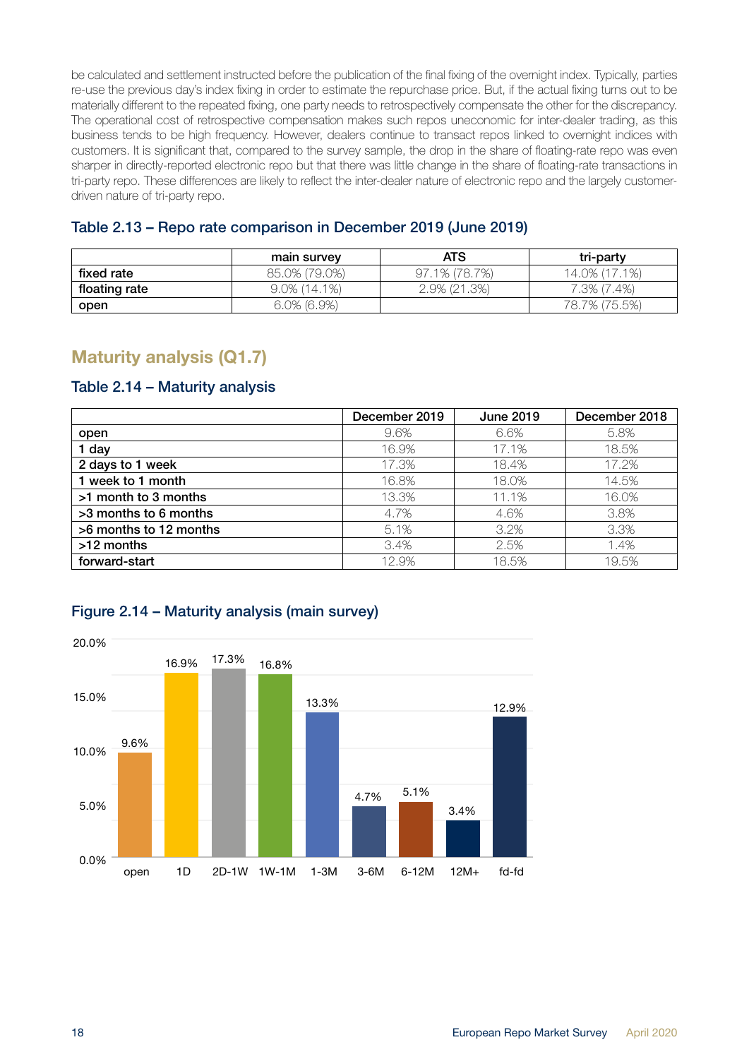be calculated and settlement instructed before the publication of the final fixing of the overnight index. Typically, parties re-use the previous day's index fixing in order to estimate the repurchase price. But, if the actual fixing turns out to be materially different to the repeated fixing, one party needs to retrospectively compensate the other for the discrepancy. The operational cost of retrospective compensation makes such repos uneconomic for inter-dealer trading, as this business tends to be high frequency. However, dealers continue to transact repos linked to overnight indices with customers. It is significant that, compared to the survey sample, the drop in the share of floating-rate repo was even sharper in directly-reported electronic repo but that there was little change in the share of floating-rate transactions in tri-party repo. These differences are likely to reflect the inter-dealer nature of electronic repo and the largely customer-driven nature of tri-party repo.

### Table 2.13 – Repo rate comparison in December 2019 (June 2019)

| | main survey | ATS | tri-party |
|---|---|---|---|
| fixed rate | 85.0% (79.0%) | 97.1% (78.7%) | 14.0% (17.1%) |
| floating rate | 9.0% (14.1%) | 2.9% (21.3%) | 7.3% (7.4%) |
| open | 6.0% (6.9%) | | 78.7% (75.5%) |

## Maturity analysis (Q1.7)

### Table 2.14 – Maturity analysis

| | December 2019 | June 2019 | December 2018 |
|---|---|---|---|
| open | 9.6% | 6.6% | 5.8% |
| 1 day | 16.9% | 17.1% | 18.5% |
| 2 days to 1 week | 17.3% | 18.4% | 17.2% |
| 1 week to 1 month | 16.8% | 18.0% | 14.5% |
| >1 month to 3 months | 13.3% | 11.1% | 16.0% |
| >3 months to 6 months | 4.7% | 4.6% | 3.8% |
| >6 months to 12 months | 5.1% | 3.2% | 3.3% |
| >12 months | 3.4% | 2.5% | 1.4% |
| forward-start | 12.9% | 18.5% | 19.5% |

### Figure 2.14 – Maturity analysis (main survey)

| | open | 1D | 2D-1W | 1W-1M | 1-3M | 3-6M | 6-12M | 12M+ | fd-fd |
|---|---|---|---|---|---|---|---|---|---|
| Share | 9.6% | 16.9% | 17.3% | 16.8% | 13.3% | 4.7% | 5.1% | 3.4% | 12.9% |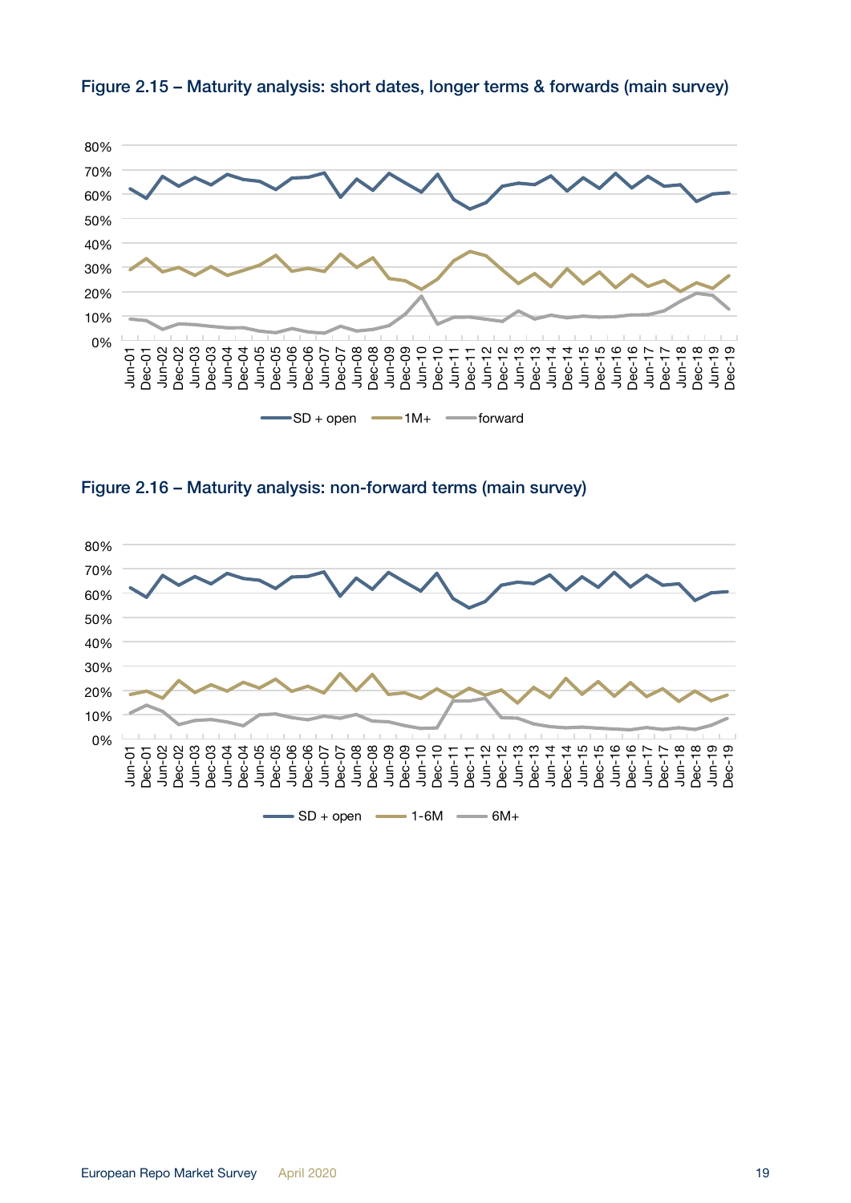## Figure 2.15 – Maturity analysis: short dates, longer terms & forwards (main survey)

## Figure 2.16 – Maturity analysis: non-forward terms (main survey)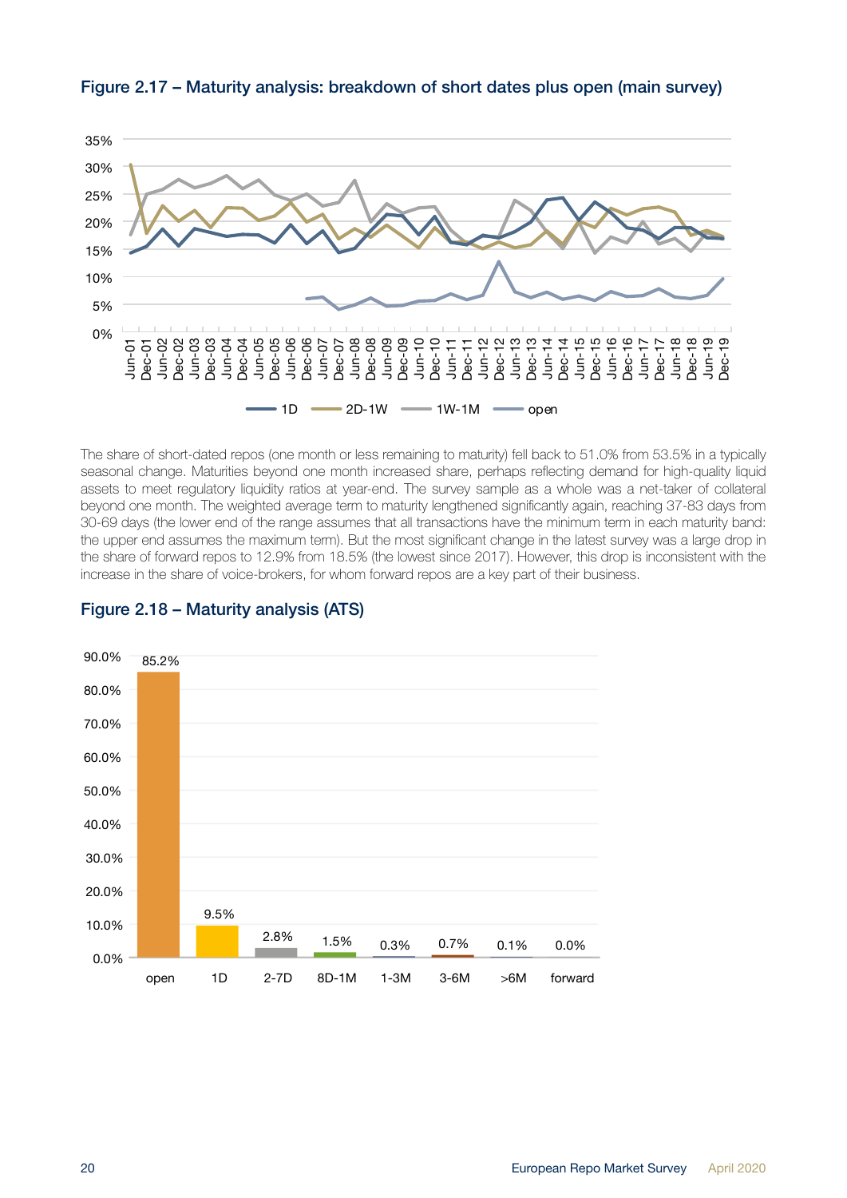### Figure 2.17 – Maturity analysis: breakdown of short dates plus open (main survey)

The share of short-dated repos (one month or less remaining to maturity) fell back to 51.0% from 53.5% in a typically seasonal change. Maturities beyond one month increased share, perhaps reflecting demand for high-quality liquid assets to meet regulatory liquidity ratios at year-end. The survey sample as a whole was a net-taker of collateral beyond one month. The weighted average term to maturity lengthened significantly again, reaching 37-83 days from 30-69 days (the lower end of the range assumes that all transactions have the minimum term in each maturity band: the upper end assumes the maximum term). But the most significant change in the latest survey was a large drop in the share of forward repos to 12.9% from 18.5% (the lowest since 2017). However, this drop is inconsistent with the increase in the share of voice-brokers, for whom forward repos are a key part of their business.

### Figure 2.18 – Maturity analysis (ATS)

| open | 1D | 2-7D | 8D-1M | 1-3M | 3-6M | >6M | forward |
|---|---|---|---|---|---|---|---|
| 85.2% | 9.5% | 2.8% | 1.5% | 0.3% | 0.7% | 0.1% | 0.0% |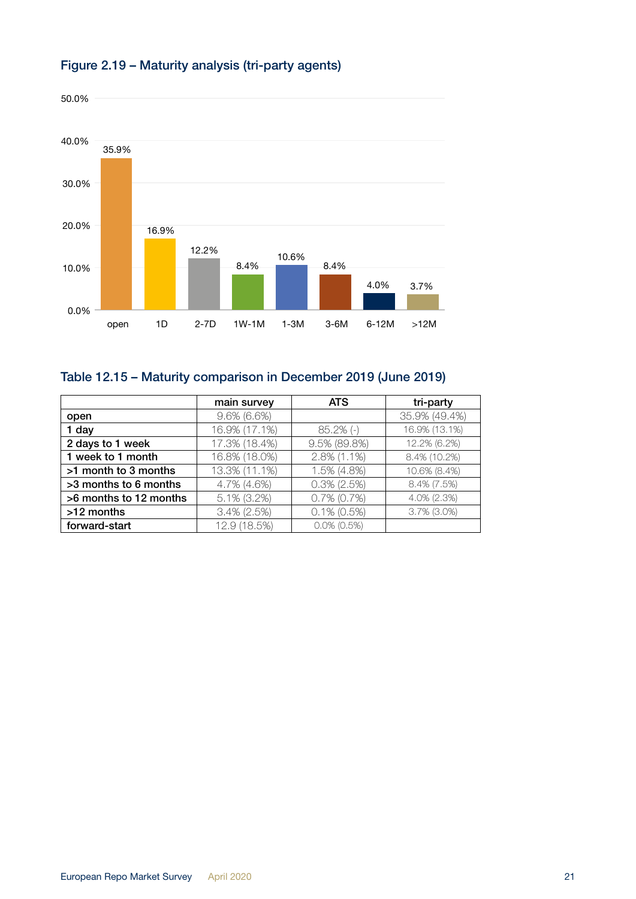## Figure 2.19 – Maturity analysis (tri-party agents)

| | open | 1D | 2-7D | 1W-1M | 1-3M | 3-6M | 6-12M | >12M |
|---|---|---|---|---|---|---|---|---|
| | 35.9% | 16.9% | 12.2% | 8.4% | 10.6% | 8.4% | 4.0% | 3.7% |

## Table 12.15 – Maturity comparison in December 2019 (June 2019)

| | main survey | ATS | tri-party |
|---|---|---|---|
| **open** | 9.6% (6.6%) | | 35.9% (49.4%) |
| **1 day** | 16.9% (17.1%) | 85.2% (-) | 16.9% (13.1%) |
| **2 days to 1 week** | 17.3% (18.4%) | 9.5% (89.8%) | 12.2% (6.2%) |
| **1 week to 1 month** | 16.8% (18.0%) | 2.8% (1.1%) | 8.4% (10.2%) |
| **>1 month to 3 months** | 13.3% (11.1%) | 1.5% (4.8%) | 10.6% (8.4%) |
| **>3 months to 6 months** | 4.7% (4.6%) | 0.3% (2.5%) | 8.4% (7.5%) |
| **>6 months to 12 months** | 5.1% (3.2%) | 0.7% (0.7%) | 4.0% (2.3%) |
| **>12 months** | 3.4% (2.5%) | 0.1% (0.5%) | 3.7% (3.0%) |
| **forward-start** | 12.9 (18.5%) | 0.0% (0.5%) | |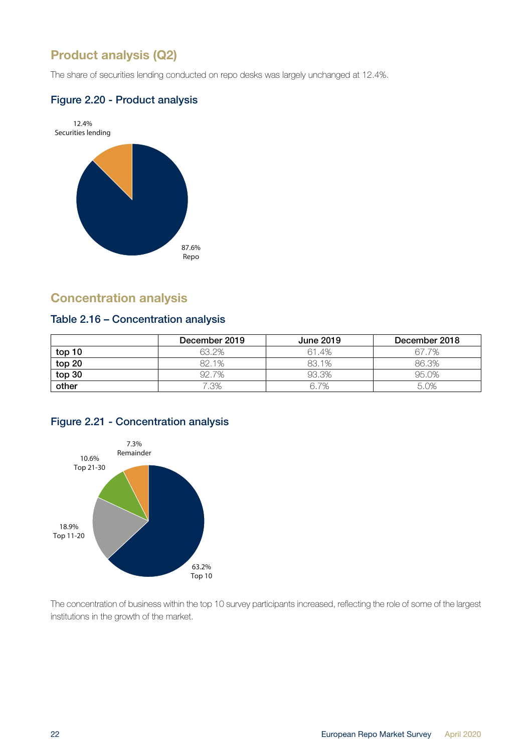## Product analysis (Q2)

The share of securities lending conducted on repo desks was largely unchanged at 12.4%.

### Figure 2.20 - Product analysis

12.4%
Securities lending

87.6%
Repo

## Concentration analysis

### Table 2.16 – Concentration analysis

| | December 2019 | June 2019 | December 2018 |
|---|---|---|---|
| top 10 | 63.2% | 61.4% | 67.7% |
| top 20 | 82.1% | 83.1% | 86.3% |
| top 30 | 92.7% | 93.3% | 95.0% |
| other | 7.3% | 6.7% | 5.0% |

### Figure 2.21 - Concentration analysis

7.3%
Remainder

10.6%
Top 21-30

18.9%
Top 11-20

63.2%
Top 10

The concentration of business within the top 10 survey participants increased, reflecting the role of some of the largest institutions in the growth of the market.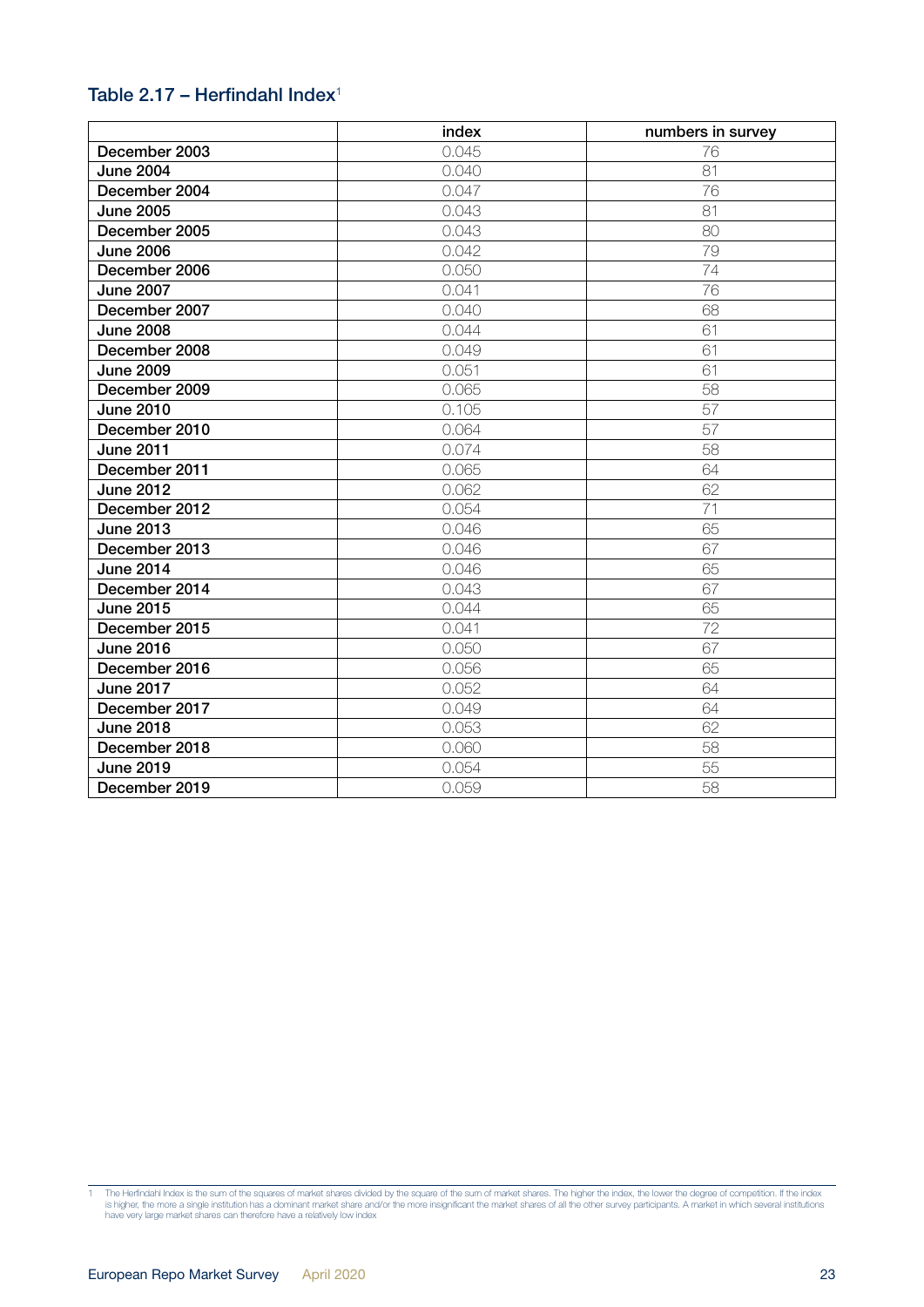### Table 2.17 – Herfindahl Index[1]

| | index | numbers in survey |
|---|---|---|
| December 2003 | 0.045 | 76 |
| June 2004 | 0.040 | 81 |
| December 2004 | 0.047 | 76 |
| June 2005 | 0.043 | 81 |
| December 2005 | 0.043 | 80 |
| June 2006 | 0.042 | 79 |
| December 2006 | 0.050 | 74 |
| June 2007 | 0.041 | 76 |
| December 2007 | 0.040 | 68 |
| June 2008 | 0.044 | 61 |
| December 2008 | 0.049 | 61 |
| June 2009 | 0.051 | 61 |
| December 2009 | 0.065 | 58 |
| June 2010 | 0.105 | 57 |
| December 2010 | 0.064 | 57 |
| June 2011 | 0.074 | 58 |
| December 2011 | 0.065 | 64 |
| June 2012 | 0.062 | 62 |
| December 2012 | 0.054 | 71 |
| June 2013 | 0.046 | 65 |
| December 2013 | 0.046 | 67 |
| June 2014 | 0.046 | 65 |
| December 2014 | 0.043 | 67 |
| June 2015 | 0.044 | 65 |
| December 2015 | 0.041 | 72 |
| June 2016 | 0.050 | 67 |
| December 2016 | 0.056 | 65 |
| June 2017 | 0.052 | 64 |
| December 2017 | 0.049 | 64 |
| June 2018 | 0.053 | 62 |
| December 2018 | 0.060 | 58 |
| June 2019 | 0.054 | 55 |
| December 2019 | 0.059 | 58 |

1 The Herfindahl Index is the sum of the squares of market shares divided by the square of the sum of market shares. The higher the index, the lower the degree of competition. If the index is higher, the more a single institution has a dominant market share and/or the more insignificant the market shares of all the other survey participants. A market in which several institutions have very large market shares can therefore have a relatively low index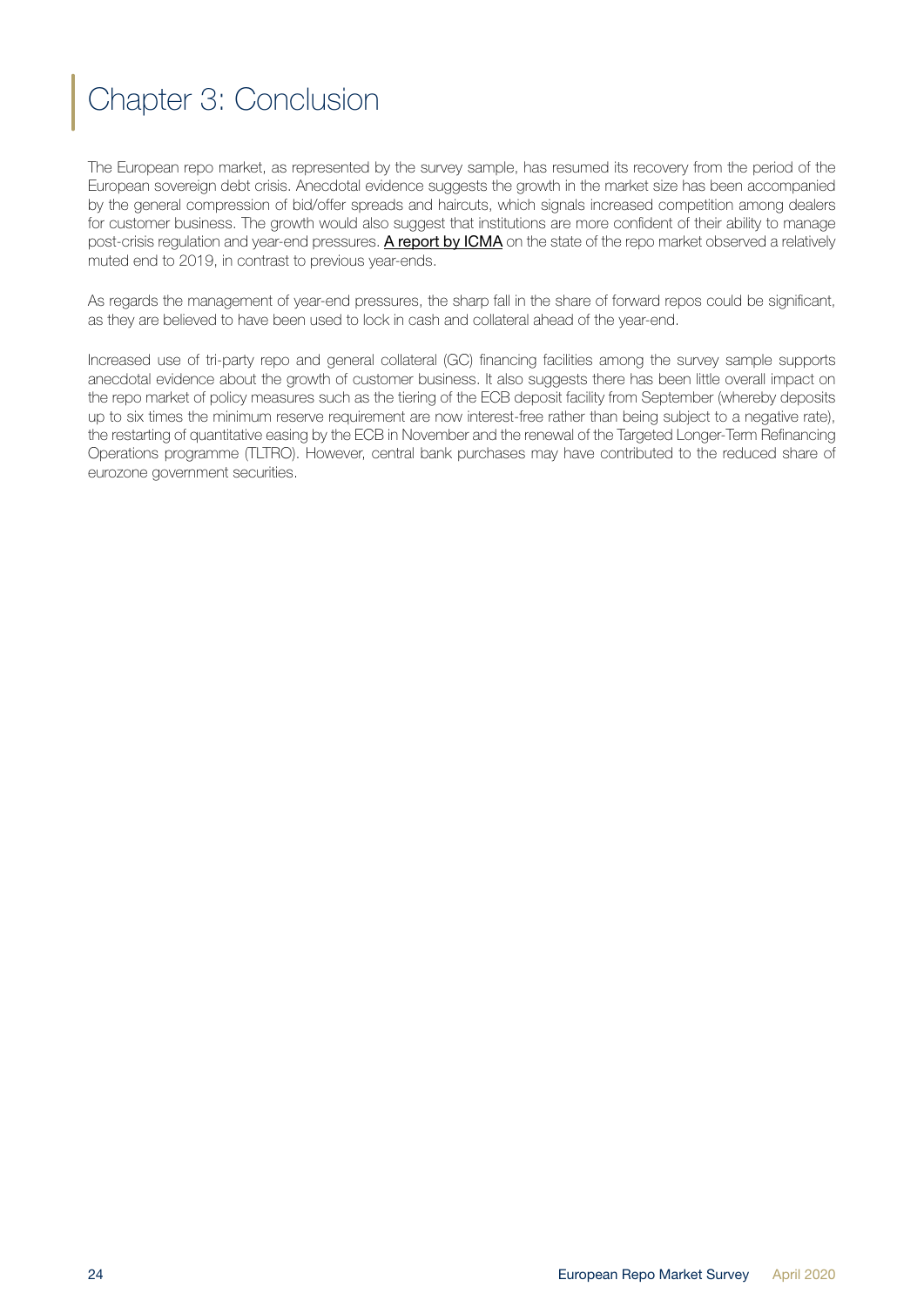# Chapter 3: Conclusion

The European repo market, as represented by the survey sample, has resumed its recovery from the period of the European sovereign debt crisis. Anecdotal evidence suggests the growth in the market size has been accompanied by the general compression of bid/offer spreads and haircuts, which signals increased competition among dealers for customer business. The growth would also suggest that institutions are more confident of their ability to manage post-crisis regulation and year-end pressures. A report by ICMA on the state of the repo market observed a relatively muted end to 2019, in contrast to previous year-ends.

As regards the management of year-end pressures, the sharp fall in the share of forward repos could be significant, as they are believed to have been used to lock in cash and collateral ahead of the year-end.

Increased use of tri-party repo and general collateral (GC) financing facilities among the survey sample supports anecdotal evidence about the growth of customer business. It also suggests there has been little overall impact on the repo market of policy measures such as the tiering of the ECB deposit facility from September (whereby deposits up to six times the minimum reserve requirement are now interest-free rather than being subject to a negative rate), the restarting of quantitative easing by the ECB in November and the renewal of the Targeted Longer-Term Refinancing Operations programme (TLTRO). However, central bank purchases may have contributed to the reduced share of eurozone government securities.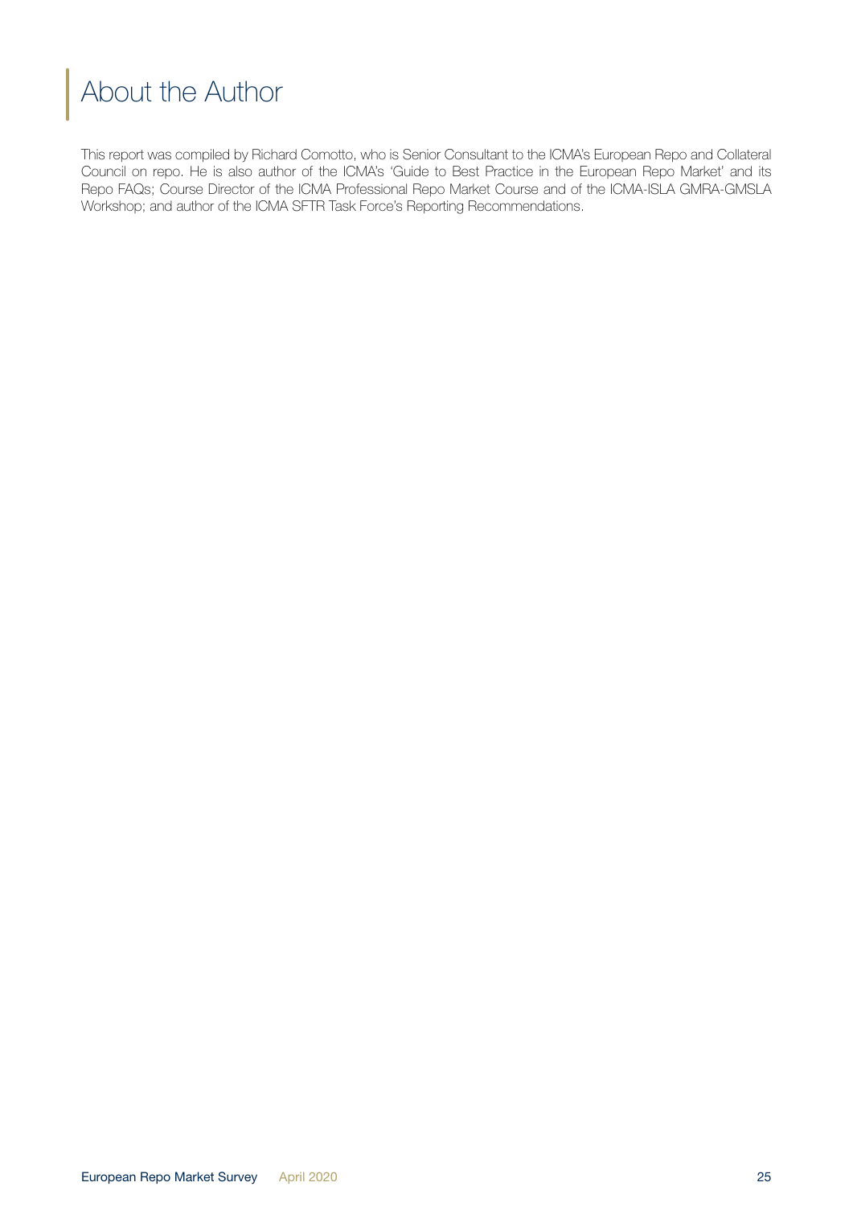# About the Author

This report was compiled by Richard Comotto, who is Senior Consultant to the ICMA's European Repo and Collateral Council on repo. He is also author of the ICMA's 'Guide to Best Practice in the European Repo Market' and its Repo FAQs; Course Director of the ICMA Professional Repo Market Course and of the ICMA-ISLA GMRA-GMSLA Workshop; and author of the ICMA SFTR Task Force's Reporting Recommendations.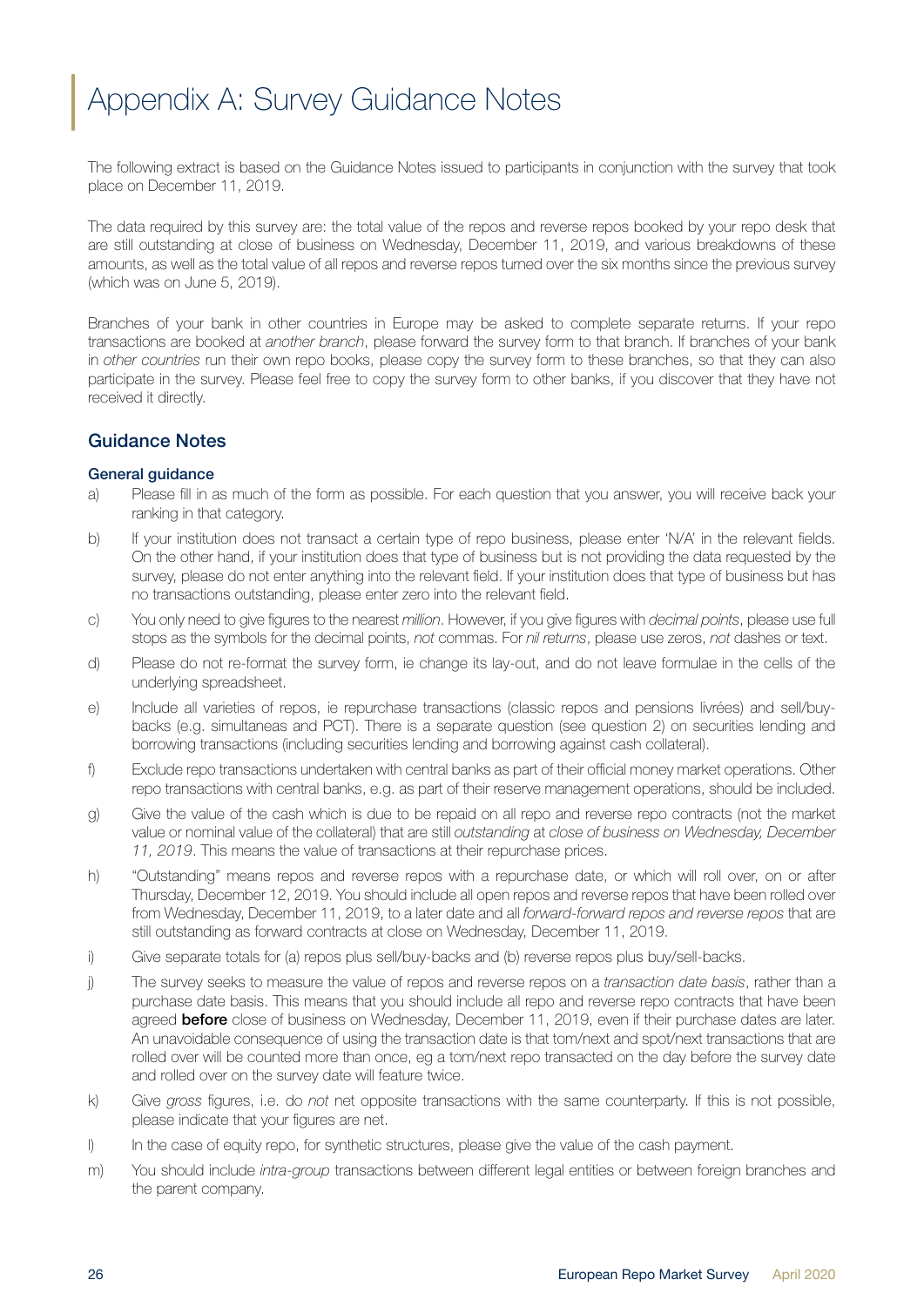# Appendix A: Survey Guidance Notes

The following extract is based on the Guidance Notes issued to participants in conjunction with the survey that took place on December 11, 2019.

The data required by this survey are: the total value of the repos and reverse repos booked by your repo desk that are still outstanding at close of business on Wednesday, December 11, 2019, and various breakdowns of these amounts, as well as the total value of all repos and reverse repos turned over the six months since the previous survey (which was on June 5, 2019).

Branches of your bank in other countries in Europe may be asked to complete separate returns. If your repo transactions are booked at *another branch*, please forward the survey form to that branch. If branches of your bank in *other countries* run their own repo books, please copy the survey form to these branches, so that they can also participate in the survey. Please feel free to copy the survey form to other banks, if you discover that they have not received it directly.

## Guidance Notes

### General guidance

a) Please fill in as much of the form as possible. For each question that you answer, you will receive back your ranking in that category.

b) If your institution does not transact a certain type of repo business, please enter 'N/A' in the relevant fields. On the other hand, if your institution does that type of business but is not providing the data requested by the survey, please do not enter anything into the relevant field. If your institution does that type of business but has no transactions outstanding, please enter zero into the relevant field.

c) You only need to give figures to the nearest *million*. However, if you give figures with *decimal points*, please use full stops as the symbols for the decimal points, *not* commas. For *nil returns*, please use zeros, *not* dashes or text.

d) Please do not re-format the survey form, ie change its lay-out, and do not leave formulae in the cells of the underlying spreadsheet.

e) Include all varieties of repos, ie repurchase transactions (classic repos and pensions livrées) and sell/buy-backs (e.g. simultaneas and PCT). There is a separate question (see question 2) on securities lending and borrowing transactions (including securities lending and borrowing against cash collateral).

f) Exclude repo transactions undertaken with central banks as part of their official money market operations. Other repo transactions with central banks, e.g. as part of their reserve management operations, should be included.

g) Give the value of the cash which is due to be repaid on all repo and reverse repo contracts (not the market value or nominal value of the collateral) that are still *outstanding* at *close of business on Wednesday, December 11, 2019*. This means the value of transactions at their repurchase prices.

h) "Outstanding" means repos and reverse repos with a repurchase date, or which will roll over, on or after Thursday, December 12, 2019. You should include all open repos and reverse repos that have been rolled over from Wednesday, December 11, 2019, to a later date and all *forward-forward repos and reverse repos* that are still outstanding as forward contracts at close on Wednesday, December 11, 2019.

i) Give separate totals for (a) repos plus sell/buy-backs and (b) reverse repos plus buy/sell-backs.

j) The survey seeks to measure the value of repos and reverse repos on a *transaction date basis*, rather than a purchase date basis. This means that you should include all repo and reverse repo contracts that have been agreed **before** close of business on Wednesday, December 11, 2019, even if their purchase dates are later. An unavoidable consequence of using the transaction date is that tom/next and spot/next transactions that are rolled over will be counted more than once, eg a tom/next repo transacted on the day before the survey date and rolled over on the survey date will feature twice.

k) Give *gross* figures, i.e. do *not* net opposite transactions with the same counterparty. If this is not possible, please indicate that your figures are net.

l) In the case of equity repo, for synthetic structures, please give the value of the cash payment.

m) You should include *intra-group* transactions between different legal entities or between foreign branches and the parent company.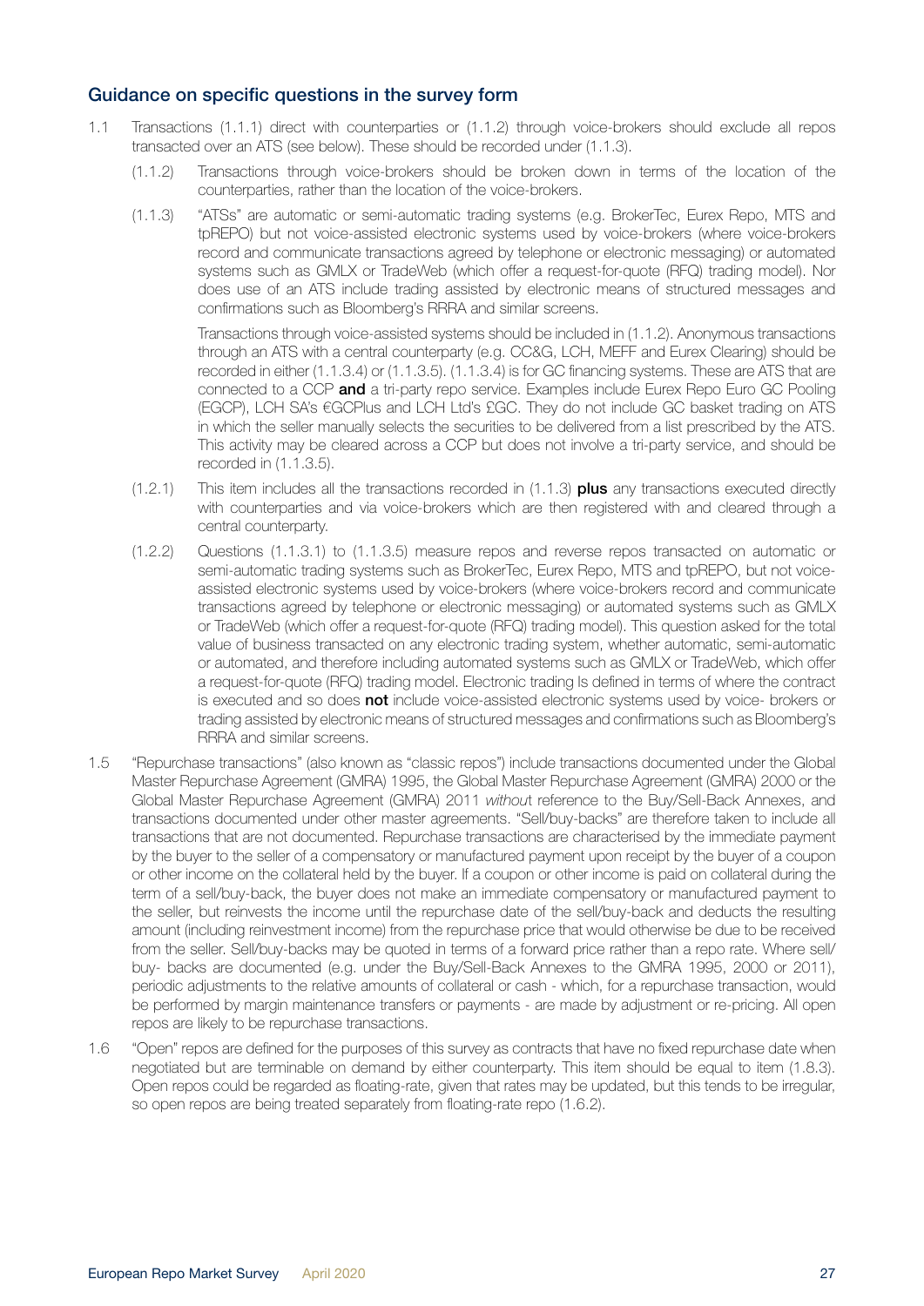## Guidance on specific questions in the survey form

1.1 Transactions (1.1.1) direct with counterparties or (1.1.2) through voice-brokers should exclude all repos transacted over an ATS (see below). These should be recorded under (1.1.3).

(1.1.2) Transactions through voice-brokers should be broken down in terms of the location of the counterparties, rather than the location of the voice-brokers.

(1.1.3) "ATSs" are automatic or semi-automatic trading systems (e.g. BrokerTec, Eurex Repo, MTS and tpREPO) but not voice-assisted electronic systems used by voice-brokers (where voice-brokers record and communicate transactions agreed by telephone or electronic messaging) or automated systems such as GMLX or TradeWeb (which offer a request-for-quote (RFQ) trading model). Nor does use of an ATS include trading assisted by electronic means of structured messages and confirmations such as Bloomberg's RRRA and similar screens.

Transactions through voice-assisted systems should be included in (1.1.2). Anonymous transactions through an ATS with a central counterparty (e.g. CC&G, LCH, MEFF and Eurex Clearing) should be recorded in either (1.1.3.4) or (1.1.3.5). (1.1.3.4) is for GC financing systems. These are ATS that are connected to a CCP **and** a tri-party repo service. Examples include Eurex Repo Euro GC Pooling (EGCP), LCH SA's €GCPlus and LCH Ltd's £GC. They do not include GC basket trading on ATS in which the seller manually selects the securities to be delivered from a list prescribed by the ATS. This activity may be cleared across a CCP but does not involve a tri-party service, and should be recorded in (1.1.3.5).

(1.2.1) This item includes all the transactions recorded in (1.1.3) **plus** any transactions executed directly with counterparties and via voice-brokers which are then registered with and cleared through a central counterparty.

(1.2.2) Questions (1.1.3.1) to (1.1.3.5) measure repos and reverse repos transacted on automatic or semi-automatic trading systems such as BrokerTec, Eurex Repo, MTS and tpREPO, but not voice-assisted electronic systems used by voice-brokers (where voice-brokers record and communicate transactions agreed by telephone or electronic messaging) or automated systems such as GMLX or TradeWeb (which offer a request-for-quote (RFQ) trading model). This question asked for the total value of business transacted on any electronic trading system, whether automatic, semi-automatic or automated, and therefore including automated systems such as GMLX or TradeWeb, which offer a request-for-quote (RFQ) trading model. Electronic trading Is defined in terms of where the contract is executed and so does **not** include voice-assisted electronic systems used by voice- brokers or trading assisted by electronic means of structured messages and confirmations such as Bloomberg's RRRA and similar screens.

1.5 "Repurchase transactions" (also known as "classic repos") include transactions documented under the Global Master Repurchase Agreement (GMRA) 1995, the Global Master Repurchase Agreement (GMRA) 2000 or the Global Master Repurchase Agreement (GMRA) 2011 *without* reference to the Buy/Sell-Back Annexes, and transactions documented under other master agreements. "Sell/buy-backs" are therefore taken to include all transactions that are not documented. Repurchase transactions are characterised by the immediate payment by the buyer to the seller of a compensatory or manufactured payment upon receipt by the buyer of a coupon or other income on the collateral held by the buyer. If a coupon or other income is paid on collateral during the term of a sell/buy-back, the buyer does not make an immediate compensatory or manufactured payment to the seller, but reinvests the income until the repurchase date of the sell/buy-back and deducts the resulting amount (including reinvestment income) from the repurchase price that would otherwise be due to be received from the seller. Sell/buy-backs may be quoted in terms of a forward price rather than a repo rate. Where sell/ buy- backs are documented (e.g. under the Buy/Sell-Back Annexes to the GMRA 1995, 2000 or 2011), periodic adjustments to the relative amounts of collateral or cash - which, for a repurchase transaction, would be performed by margin maintenance transfers or payments - are made by adjustment or re-pricing. All open repos are likely to be repurchase transactions.

1.6 "Open" repos are defined for the purposes of this survey as contracts that have no fixed repurchase date when negotiated but are terminable on demand by either counterparty. This item should be equal to item (1.8.3). Open repos could be regarded as floating-rate, given that rates may be updated, but this tends to be irregular, so open repos are being treated separately from floating-rate repo (1.6.2).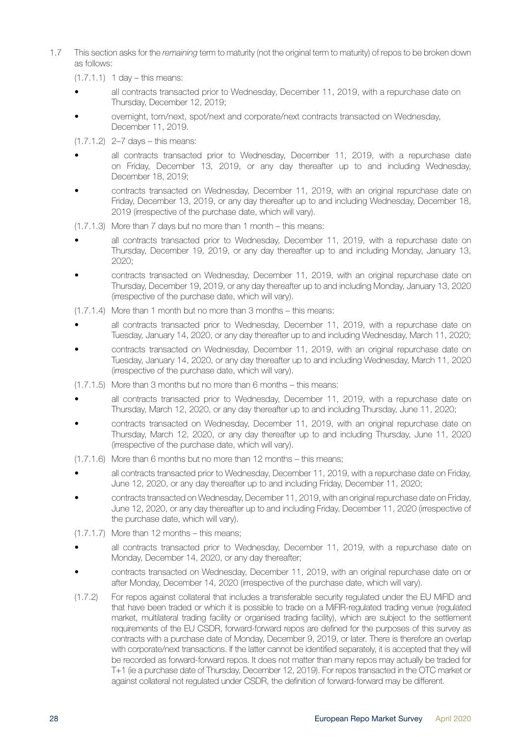1.7 This section asks for the *remaining* term to maturity (not the original term to maturity) of repos to be broken down as follows:

(1.7.1.1) 1 day – this means:

- all contracts transacted prior to Wednesday, December 11, 2019, with a repurchase date on Thursday, December 12, 2019;
- overnight, tom/next, spot/next and corporate/next contracts transacted on Wednesday, December 11, 2019.

(1.7.1.2) 2–7 days – this means:

- all contracts transacted prior to Wednesday, December 11, 2019, with a repurchase date on Friday, December 13, 2019, or any day thereafter up to and including Wednesday, December 18, 2019;
- contracts transacted on Wednesday, December 11, 2019, with an original repurchase date on Friday, December 13, 2019, or any day thereafter up to and including Wednesday, December 18, 2019 (irrespective of the purchase date, which will vary).

(1.7.1.3) More than 7 days but no more than 1 month – this means:

- all contracts transacted prior to Wednesday, December 11, 2019, with a repurchase date on Thursday, December 19, 2019, or any day thereafter up to and including Monday, January 13, 2020;
- contracts transacted on Wednesday, December 11, 2019, with an original repurchase date on Thursday, December 19, 2019, or any day thereafter up to and including Monday, January 13, 2020 (irrespective of the purchase date, which will vary).

(1.7.1.4) More than 1 month but no more than 3 months – this means:

- all contracts transacted prior to Wednesday, December 11, 2019, with a repurchase date on Tuesday, January 14, 2020, or any day thereafter up to and including Wednesday, March 11, 2020;
- contracts transacted on Wednesday, December 11, 2019, with an original repurchase date on Tuesday, January 14, 2020, or any day thereafter up to and including Wednesday, March 11, 2020 (irrespective of the purchase date, which will vary).

(1.7.1.5) More than 3 months but no more than 6 months – this means:

- all contracts transacted prior to Wednesday, December 11, 2019, with a repurchase date on Thursday, March 12, 2020, or any day thereafter up to and including Thursday, June 11, 2020;
- contracts transacted on Wednesday, December 11, 2019, with an original repurchase date on Thursday, March 12, 2020, or any day thereafter up to and including Thursday, June 11, 2020 (irrespective of the purchase date, which will vary).

(1.7.1.6) More than 6 months but no more than 12 months – this means;

- all contracts transacted prior to Wednesday, December 11, 2019, with a repurchase date on Friday, June 12, 2020, or any day thereafter up to and including Friday, December 11, 2020;
- contracts transacted on Wednesday, December 11, 2019, with an original repurchase date on Friday, June 12, 2020, or any day thereafter up to and including Friday, December 11, 2020 (irrespective of the purchase date, which will vary).

(1.7.1.7) More than 12 months – this means;

- all contracts transacted prior to Wednesday, December 11, 2019, with a repurchase date on Monday, December 14, 2020, or any day thereafter;
- contracts transacted on Wednesday, December 11, 2019, with an original repurchase date on or after Monday, December 14, 2020 (irrespective of the purchase date, which will vary).

(1.7.2) For repos against collateral that includes a transferable security regulated under the EU MiFID and that have been traded or which it is possible to trade on a MiFIR-regulated trading venue (regulated market, multilateral trading facility or organised trading facility), which are subject to the settlement requirements of the EU CSDR, forward-forward repos are defined for the purposes of this survey as contracts with a purchase date of Monday, December 9, 2019, or later. There is therefore an overlap with corporate/next transactions. If the latter cannot be identified separately, it is accepted that they will be recorded as forward-forward repos. It does not matter than many repos may actually be traded for T+1 (ie a purchase date of Thursday, December 12, 2019). For repos transacted in the OTC market or against collateral not regulated under CSDR, the definition of forward-forward may be different.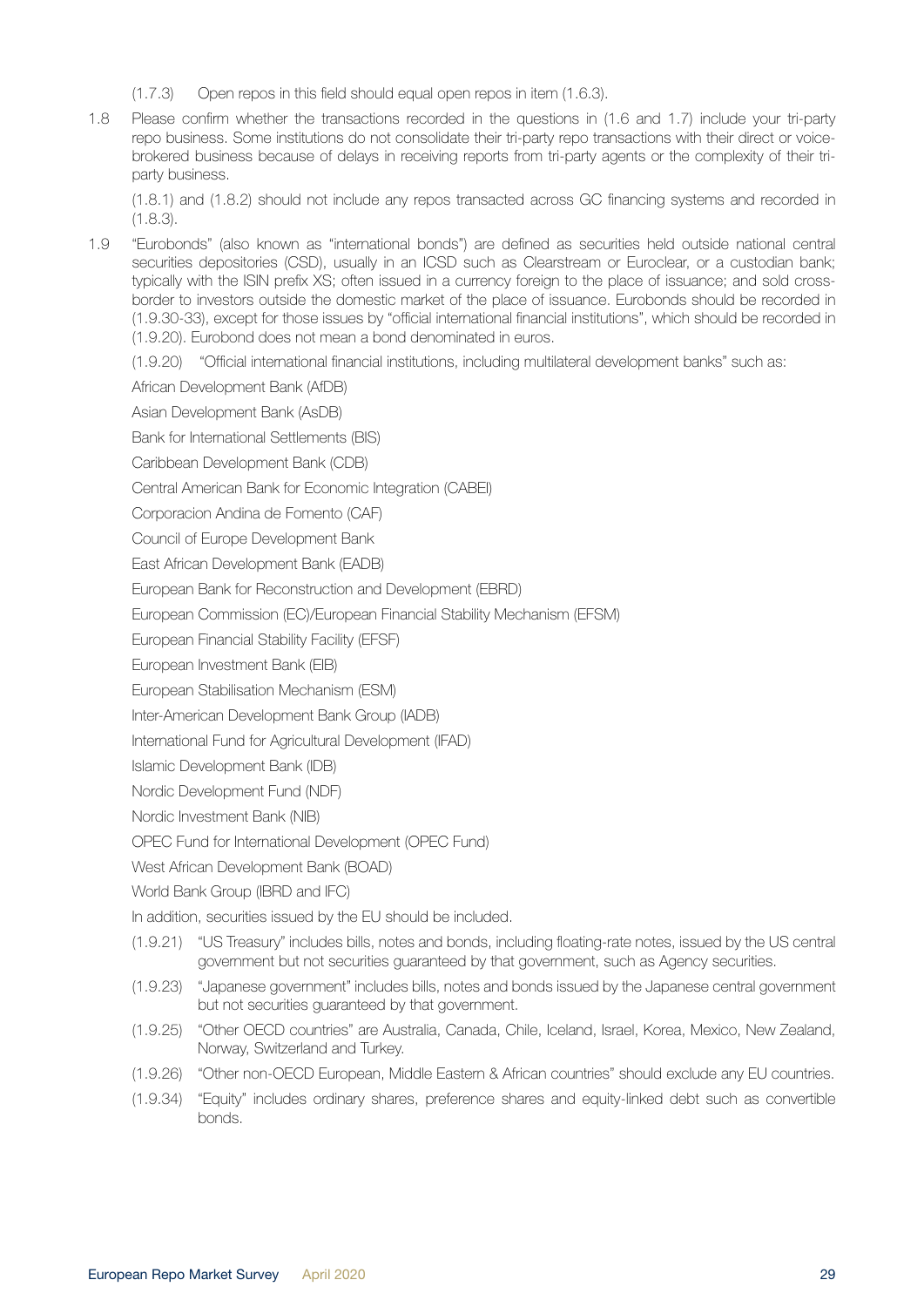(1.7.3) Open repos in this field should equal open repos in item (1.6.3).

1.8 Please confirm whether the transactions recorded in the questions in (1.6 and 1.7) include your tri-party repo business. Some institutions do not consolidate their tri-party repo transactions with their direct or voice-brokered business because of delays in receiving reports from tri-party agents or the complexity of their tri-party business.

(1.8.1) and (1.8.2) should not include any repos transacted across GC financing systems and recorded in (1.8.3).

1.9 "Eurobonds" (also known as "international bonds") are defined as securities held outside national central securities depositories (CSD), usually in an ICSD such as Clearstream or Euroclear, or a custodian bank; typically with the ISIN prefix XS; often issued in a currency foreign to the place of issuance; and sold cross-border to investors outside the domestic market of the place of issuance. Eurobonds should be recorded in (1.9.30-33), except for those issues by "official international financial institutions", which should be recorded in (1.9.20). Eurobond does not mean a bond denominated in euros.

(1.9.20) "Official international financial institutions, including multilateral development banks" such as:

African Development Bank (AfDB)

Asian Development Bank (AsDB)

Bank for International Settlements (BIS)

Caribbean Development Bank (CDB)

Central American Bank for Economic Integration (CABEI)

Corporacion Andina de Fomento (CAF)

Council of Europe Development Bank

East African Development Bank (EADB)

European Bank for Reconstruction and Development (EBRD)

European Commission (EC)/European Financial Stability Mechanism (EFSM)

European Financial Stability Facility (EFSF)

European Investment Bank (EIB)

European Stabilisation Mechanism (ESM)

Inter-American Development Bank Group (IADB)

International Fund for Agricultural Development (IFAD)

Islamic Development Bank (IDB)

Nordic Development Fund (NDF)

Nordic Investment Bank (NIB)

OPEC Fund for International Development (OPEC Fund)

West African Development Bank (BOAD)

World Bank Group (IBRD and IFC)

In addition, securities issued by the EU should be included.

(1.9.21) "US Treasury" includes bills, notes and bonds, including floating-rate notes, issued by the US central government but not securities guaranteed by that government, such as Agency securities.

(1.9.23) "Japanese government" includes bills, notes and bonds issued by the Japanese central government but not securities guaranteed by that government.

(1.9.25) "Other OECD countries" are Australia, Canada, Chile, Iceland, Israel, Korea, Mexico, New Zealand, Norway, Switzerland and Turkey.

(1.9.26) "Other non-OECD European, Middle Eastern & African countries" should exclude any EU countries.

(1.9.34) "Equity" includes ordinary shares, preference shares and equity-linked debt such as convertible bonds.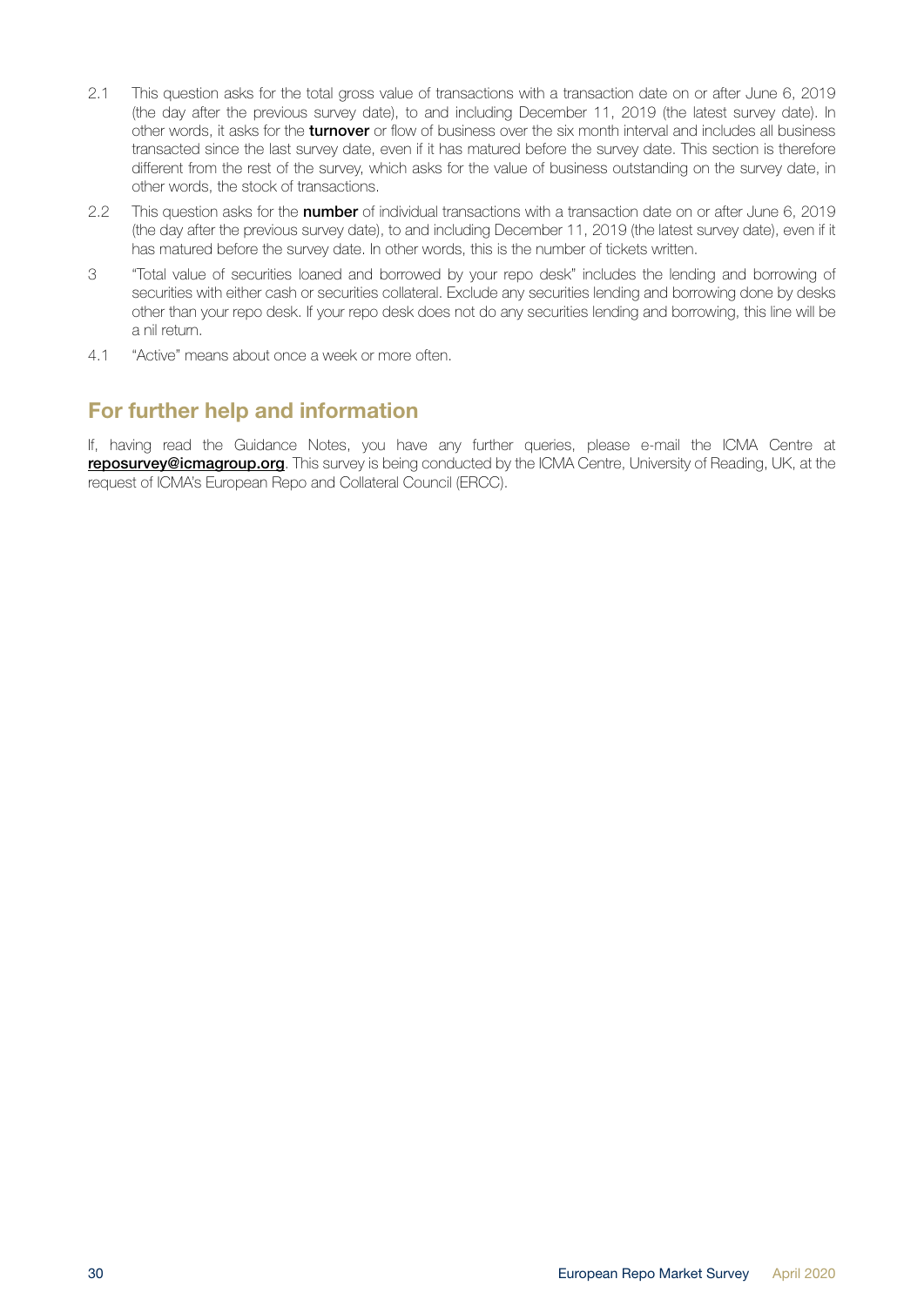2.1 This question asks for the total gross value of transactions with a transaction date on or after June 6, 2019 (the day after the previous survey date), to and including December 11, 2019 (the latest survey date). In other words, it asks for the **turnover** or flow of business over the six month interval and includes all business transacted since the last survey date, even if it has matured before the survey date. This section is therefore different from the rest of the survey, which asks for the value of business outstanding on the survey date, in other words, the stock of transactions.

2.2 This question asks for the **number** of individual transactions with a transaction date on or after June 6, 2019 (the day after the previous survey date), to and including December 11, 2019 (the latest survey date), even if it has matured before the survey date. In other words, this is the number of tickets written.

3 "Total value of securities loaned and borrowed by your repo desk" includes the lending and borrowing of securities with either cash or securities collateral. Exclude any securities lending and borrowing done by desks other than your repo desk. If your repo desk does not do any securities lending and borrowing, this line will be a nil return.

4.1 "Active" means about once a week or more often.

## For further help and information

If, having read the Guidance Notes, you have any further queries, please e-mail the ICMA Centre at **reposurvey@icmagroup.org**. This survey is being conducted by the ICMA Centre, University of Reading, UK, at the request of ICMA's European Repo and Collateral Council (ERCC).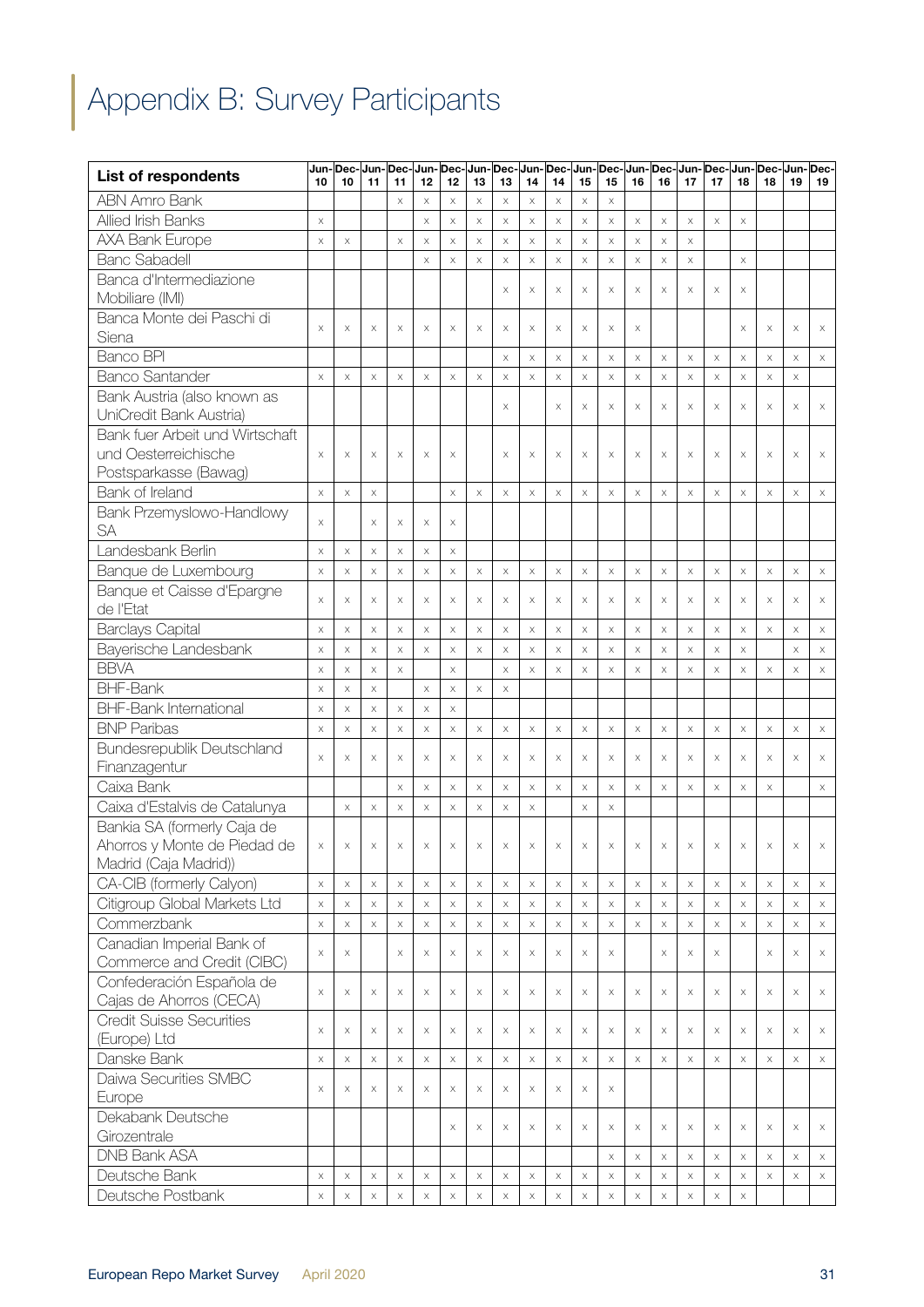# Appendix B: Survey Participants

| List of respondents | Jun-10 | Dec-10 | Jun-11 | Dec-11 | Jun-12 | Dec-12 | Jun-13 | Dec-13 | Jun-14 | Dec-14 | Jun-15 | Dec-15 | Jun-16 | Dec-16 | Jun-17 | Dec-17 | Jun-18 | Dec-18 | Jun-19 | Dec-19 |
|---|---|---|---|---|---|---|---|---|---|---|---|---|---|---|---|---|---|---|---|---|
| ABN Amro Bank | | | | x | x | x | x | x | x | x | x | x | | | | | | | | |
| Allied Irish Banks | x | | | | x | x | x | x | x | x | x | x | x | x | x | x | x | | | |
| AXA Bank Europe | x | x | | x | x | x | x | x | x | x | x | x | x | x | x | | | | | |
| Banc Sabadell | | | | | x | x | x | x | x | x | x | x | x | x | x | | x | | | |
| Banca d'Intermediazione Mobiliare (IMI) | | | | | | | | x | x | x | x | x | x | x | x | x | x | | | |
| Banca Monte dei Paschi di Siena | x | x | x | x | x | x | x | x | x | x | x | x | x | | | | x | x | x | x |
| Banco BPI | | | | | | | | x | x | x | x | x | x | x | x | x | x | x | x | x |
| Banco Santander | x | x | x | x | x | x | x | x | x | x | x | x | x | x | x | x | x | x | x | |
| Bank Austria (also known as UniCredit Bank Austria) | | | | | | | | x | | x | x | x | x | x | x | x | x | x | x | x |
| Bank fuer Arbeit und Wirtschaft und Oesterreichische Postsparkasse (Bawag) | x | x | x | x | x | x | | x | x | x | x | x | x | x | x | x | x | x | x | x |
| Bank of Ireland | x | x | x | | | x | x | x | x | x | x | x | x | x | x | x | x | x | x | x |
| Bank Przemyslowo-Handlowy SA | x | | x | x | x | x | | | | | | | | | | | | | | |
| Landesbank Berlin | x | x | x | x | x | x | | | | | | | | | | | | | | |
| Banque de Luxembourg | x | x | x | x | x | x | x | x | x | x | x | x | x | x | x | x | x | x | x | x |
| Banque et Caisse d'Epargne de l'Etat | x | x | x | x | x | x | x | x | x | x | x | x | x | x | x | x | x | x | x | x |
| Barclays Capital | x | x | x | x | x | x | x | x | x | x | x | x | x | x | x | x | x | x | x | x |
| Bayerische Landesbank | x | x | x | x | x | x | x | x | x | x | x | x | x | x | x | x | x | | x | x |
| BBVA | x | x | x | x | | x | | x | x | x | x | x | x | x | x | x | x | x | x | x |
| BHF-Bank | x | x | x | | x | x | x | x | | | | | | | | | | | | |
| BHF-Bank International | x | x | x | x | x | x | | | | | | | | | | | | | | |
| BNP Paribas | x | x | x | x | x | x | x | x | x | x | x | x | x | x | x | x | x | x | x | x |
| Bundesrepublik Deutschland Finanzagentur | x | x | x | x | x | x | x | x | x | x | x | x | x | x | x | x | x | x | x | x |
| Caixa Bank | | | | x | x | x | x | x | x | x | x | x | x | x | x | x | x | x | | x |
| Caixa d'Estalvis de Catalunya | | x | x | x | x | x | x | x | x | | x | x | | | | | | | | |
| Bankia SA (formerly Caja de Ahorros y Monte de Piedad de Madrid (Caja Madrid)) | x | x | x | x | x | x | x | x | x | x | x | x | x | x | x | x | x | x | x | x |
| CA-CIB (formerly Calyon) | x | x | x | x | x | x | x | x | x | x | x | x | x | x | x | x | x | x | x | x |
| Citigroup Global Markets Ltd | x | x | x | x | x | x | x | x | x | x | x | x | x | x | x | x | x | x | x | x |
| Commerzbank | x | x | x | x | x | x | x | x | x | x | x | x | x | x | x | x | x | x | x | x |
| Canadian Imperial Bank of Commerce and Credit (CIBC) | x | x | | x | x | x | x | x | x | x | x | x | | x | x | x | | x | x | x |
| Confederación Española de Cajas de Ahorros (CECA) | x | x | x | x | x | x | x | x | x | x | x | x | x | x | x | x | x | x | x | x |
| Credit Suisse Securities (Europe) Ltd | x | x | x | x | x | x | x | x | x | x | x | x | x | x | x | x | x | x | x | x |
| Danske Bank | x | x | x | x | x | x | x | x | x | x | x | x | x | x | x | x | x | x | x | x |
| Daiwa Securities SMBC Europe | x | x | x | x | x | x | x | x | x | x | x | x | | | | | | | | |
| Dekabank Deutsche Girozentrale | | | | | | x | x | x | x | x | x | x | x | x | x | x | x | x | x | x |
| DNB Bank ASA | | | | | | | | | | | | x | x | x | x | x | x | x | x | x |
| Deutsche Bank | x | x | x | x | x | x | x | x | x | x | x | x | x | x | x | x | x | x | x | x |
| Deutsche Postbank | x | x | x | x | x | x | x | x | x | x | x | x | x | x | x | x | x | | | |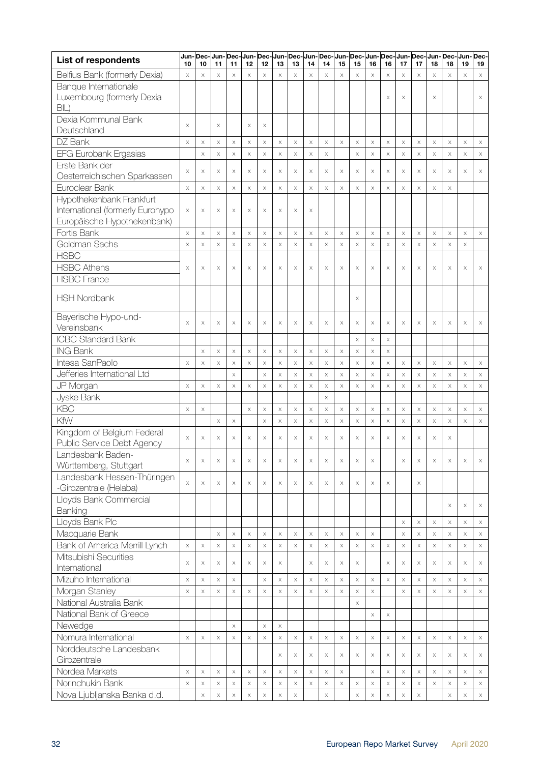| List of respondents | Jun-10 | Dec-10 | Jun-11 | Dec-11 | Jun-12 | Dec-12 | Jun-13 | Dec-13 | Jun-14 | Dec-14 | Jun-15 | Dec-15 | Jun-16 | Dec-16 | Jun-17 | Dec-17 | Jun-18 | Dec-18 | Jun-19 | Dec-19 |
|---|---|---|---|---|---|---|---|---|---|---|---|---|---|---|---|---|---|---|---|---|
| Belfius Bank (formerly Dexia) | x | x | x | x | x | x | x | x | x | x | x | x | x | x | x | x | x | x | x | x |
| Banque Internationale Luxembourg (formerly Dexia BIL) | | | | | | | | | | | | | | x | x | | x | | | x |
| Dexia Kommunal Bank Deutschland | x | | x | | x | x | | | | | | | | | | | | | | |
| DZ Bank | x | x | x | x | x | x | x | x | x | x | x | x | x | x | x | x | x | x | x | x |
| EFG Eurobank Ergasias | | x | x | x | x | x | x | x | x | x | | x | x | x | x | x | x | x | x | x |
| Erste Bank der Oesterreichischen Sparkassen | x | x | x | x | x | x | x | x | x | x | x | x | x | x | x | x | x | x | x | x |
| Euroclear Bank | x | x | x | x | x | x | x | x | x | x | x | x | x | x | x | x | x | x | | |
| Hypothekenbank Frankfurt International (formerly Eurohypo Europäische Hypothekenbank) | x | x | x | x | x | x | x | x | x | | | | | | | | | | | |
| Fortis Bank | x | x | x | x | x | x | x | x | x | x | x | x | x | x | x | x | x | x | x | x |
| Goldman Sachs | x | x | x | x | x | x | x | x | x | x | x | x | x | x | x | x | x | x | x | |
| HSBC / HSBC Athens / HSBC France | x | x | x | x | x | x | x | x | x | x | x | x | x | x | x | x | x | x | x | x |
| HSH Nordbank | | | | | | | | | | | | x | | | | | | | | |
| Bayerische Hypo-und-Vereinsbank | x | x | x | x | x | x | x | x | x | x | x | x | x | x | x | x | x | x | x | x |
| ICBC Standard Bank | | | | | | | | | | | | x | x | x | | | | | | |
| ING Bank | | x | x | x | x | x | x | x | x | x | x | x | x | x | | | | | | |
| Intesa SanPaolo | x | x | x | x | x | x | x | x | x | x | x | x | x | x | x | x | x | x | x | x |
| Jefferies International Ltd | | | | x | | x | x | x | x | x | x | x | x | x | x | x | x | x | x | x |
| JP Morgan | x | x | x | x | x | x | x | x | x | x | x | x | x | x | x | x | x | x | x | x |
| Jyske Bank | | | | | | | | | | x | | | | | | | | | | |
| KBC | x | x | | | x | x | x | x | x | x | x | x | x | x | x | x | x | x | x | x |
| KfW | | | x | x | | x | x | x | x | x | x | x | x | x | x | x | x | x | x | x |
| Kingdom of Belgium Federal Public Service Debt Agency | x | x | x | x | x | x | x | x | x | x | x | x | x | x | x | x | x | x | | |
| Landesbank Baden-Württemberg, Stuttgart | x | x | x | x | x | x | x | x | x | x | x | x | x | | x | x | x | x | x | x |
| Landesbank Hessen-Thüringen -Girozentrale (Helaba) | x | x | x | x | x | x | x | x | x | x | x | x | x | x | | x | | | | |
| Lloyds Bank Commercial Banking | | | | | | | | | | | | | | | | | | x | x | x |
| Lloyds Bank Plc | | | | | | | | | | | | | | | x | x | x | x | x | x |
| Macquarie Bank | | | x | x | x | x | x | x | x | x | x | x | x | | x | x | x | x | x | x |
| Bank of America Merrill Lynch | x | x | x | x | x | x | x | x | x | x | x | x | x | x | x | x | x | x | x | x |
| Mitsubishi Securities International | x | x | x | x | x | x | x | | x | x | x | x | | x | x | x | x | x | x | x |
| Mizuho International | x | x | x | x | | x | x | x | x | x | x | x | x | x | x | x | x | x | x | x |
| Morgan Stanley | x | x | x | x | x | x | x | x | x | x | x | x | x | | x | x | x | x | x | x |
| National Australia Bank | | | | | | | | | | | | x | | | | | | | | |
| National Bank of Greece | | | | | | | | | | | | | x | x | | | | | | |
| Newedge | | | | x | | x | x | | | | | | | | | | | | | |
| Nomura International | x | x | x | x | x | x | x | x | x | x | x | x | x | x | x | x | x | x | x | x |
| Norddeutsche Landesbank Girozentrale | | | | | | | x | x | x | x | x | x | x | x | x | x | x | x | x | x |
| Nordea Markets | x | x | x | x | x | x | x | x | x | x | x | | x | x | x | x | x | x | x | x |
| Norinchukin Bank | x | x | x | x | x | x | x | x | x | x | x | x | x | x | x | x | x | x | x | x |
| Nova Ljubljanska Banka d.d. | | x | x | x | x | x | x | x | | x | | x | x | x | x | x | | x | x | x |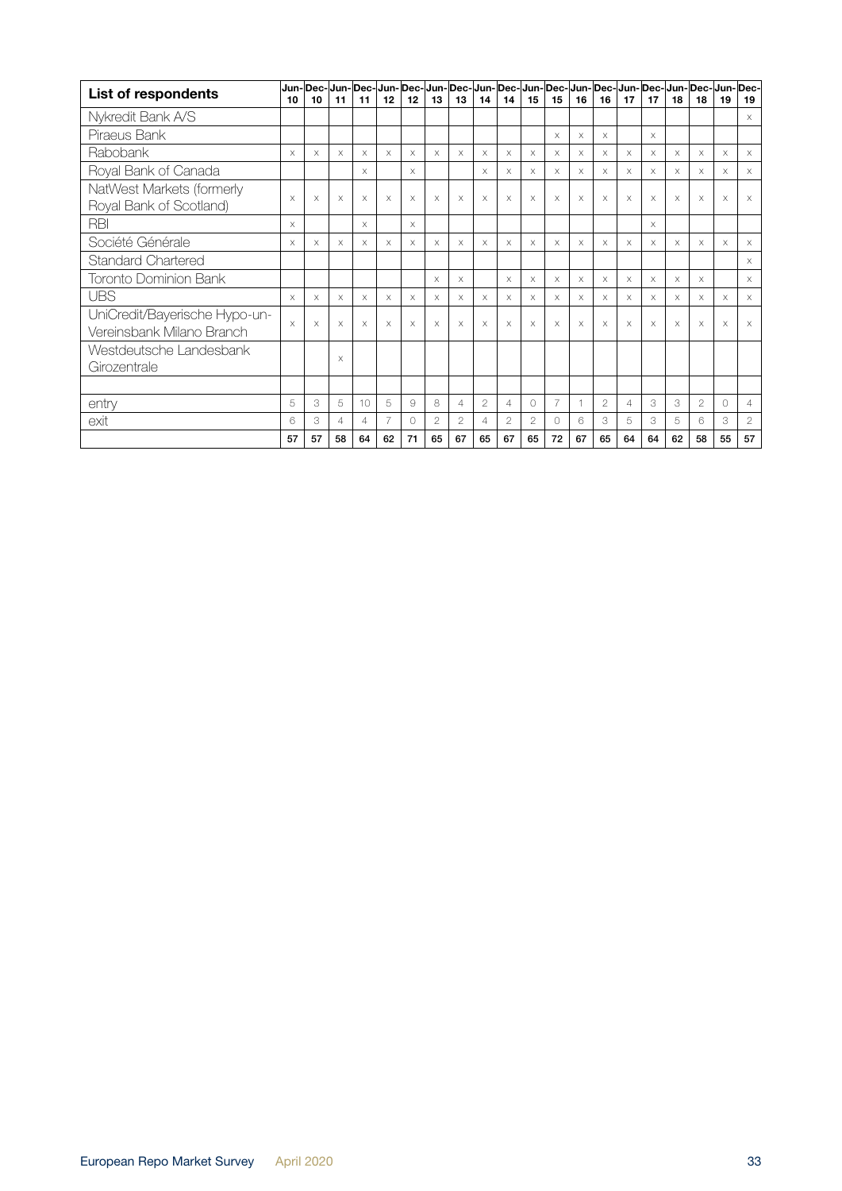| List of respondents | Jun-10 | Dec-10 | Jun-11 | Dec-11 | Jun-12 | Dec-12 | Jun-13 | Dec-13 | Jun-14 | Dec-14 | Jun-15 | Dec-15 | Jun-16 | Dec-16 | Jun-17 | Dec-17 | Jun-18 | Dec-18 | Jun-19 | Dec-19 |
|---|---|---|---|---|---|---|---|---|---|---|---|---|---|---|---|---|---|---|---|---|
| Nykredit Bank A/S | | | | | | | | | | | | | | | | | | | | x |
| Piraeus Bank | | | | | | | | | | | | x | x | x | | x | | | | |
| Rabobank | x | x | x | x | x | x | x | x | x | x | x | x | x | x | x | x | x | x | x | x |
| Royal Bank of Canada | | | | x | | x | | | x | x | x | x | x | x | x | x | x | x | x | x |
| NatWest Markets (formerly Royal Bank of Scotland) | x | x | x | x | x | x | x | x | x | x | x | x | x | x | x | x | x | x | x | x |
| RBI | x | | | x | | x | | | | | | | | | | x | | | | |
| Société Générale | x | x | x | x | x | x | x | x | x | x | x | x | x | x | x | x | x | x | x | x |
| Standard Chartered | | | | | | | | | | | | | | | | | | | | x |
| Toronto Dominion Bank | | | | | | | x | x | | x | x | x | x | x | x | x | x | x | | x |
| UBS | x | x | x | x | x | x | x | x | x | x | x | x | x | x | x | x | x | x | x | x |
| UniCredit/Bayerische Hypo-un-Vereinsbank Milano Branch | x | x | x | x | x | x | x | x | x | x | x | x | x | x | x | x | x | x | x | x |
| Westdeutsche Landesbank Girozentrale | | | x | | | | | | | | | | | | | | | | | |
| | | | | | | | | | | | | | | | | | | | | |
| entry | 5 | 3 | 5 | 10 | 5 | 9 | 8 | 4 | 2 | 4 | 0 | 7 | 1 | 2 | 4 | 3 | 3 | 2 | 0 | 4 |
| exit | 6 | 3 | 4 | 4 | 7 | 0 | 2 | 2 | 4 | 2 | 2 | 0 | 6 | 3 | 5 | 3 | 5 | 6 | 3 | 2 |
| | **57** | **57** | **58** | **64** | **62** | **71** | **65** | **67** | **65** | **67** | **65** | **72** | **67** | **65** | **64** | **64** | **62** | **58** | **55** | **57** |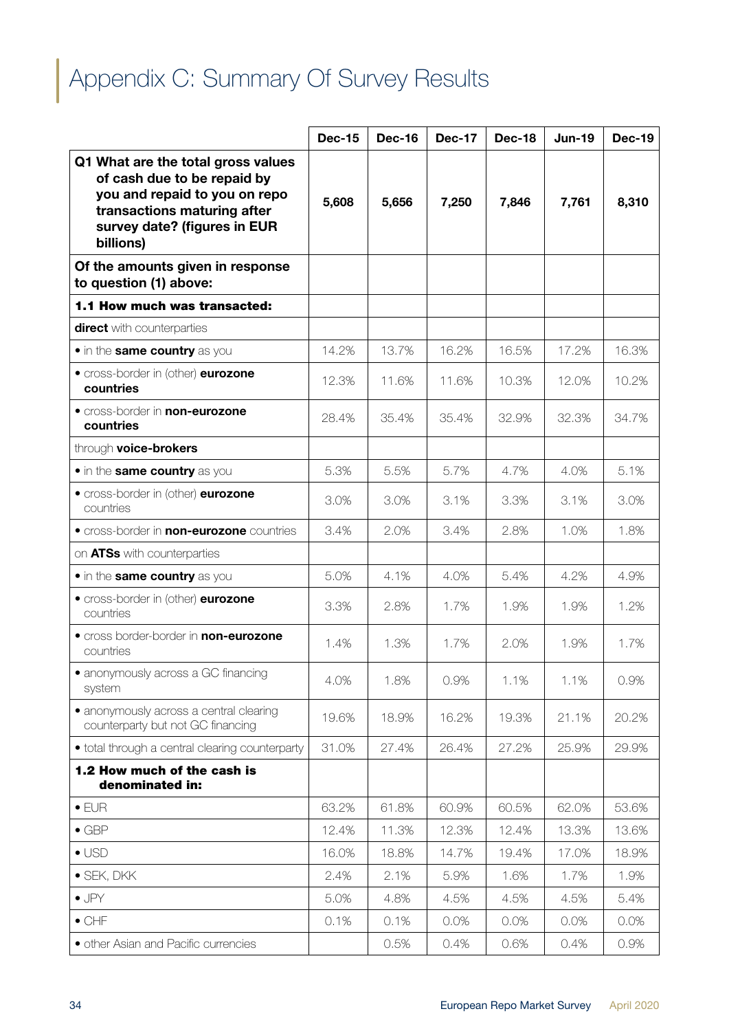# Appendix C: Summary Of Survey Results

| | Dec-15 | Dec-16 | Dec-17 | Dec-18 | Jun-19 | Dec-19 |
|---|---|---|---|---|---|---|
| **Q1 What are the total gross values of cash due to be repaid by you and repaid to you on repo transactions maturing after survey date? (figures in EUR billions)** | **5,608** | **5,656** | **7,250** | **7,846** | **7,761** | **8,310** |
| **Of the amounts given in response to question (1) above:** | | | | | | |
| **1.1 How much was transacted:** | | | | | | |
| **direct** with counterparties | | | | | | |
| • in the **same country** as you | 14.2% | 13.7% | 16.2% | 16.5% | 17.2% | 16.3% |
| • cross-border in (other) **eurozone countries** | 12.3% | 11.6% | 11.6% | 10.3% | 12.0% | 10.2% |
| • cross-border in **non-eurozone countries** | 28.4% | 35.4% | 35.4% | 32.9% | 32.3% | 34.7% |
| through **voice-brokers** | | | | | | |
| • in the **same country** as you | 5.3% | 5.5% | 5.7% | 4.7% | 4.0% | 5.1% |
| • cross-border in (other) **eurozone** countries | 3.0% | 3.0% | 3.1% | 3.3% | 3.1% | 3.0% |
| • cross-border in **non-eurozone** countries | 3.4% | 2.0% | 3.4% | 2.8% | 1.0% | 1.8% |
| on **ATSs** with counterparties | | | | | | |
| • in the **same country** as you | 5.0% | 4.1% | 4.0% | 5.4% | 4.2% | 4.9% |
| • cross-border in (other) **eurozone** countries | 3.3% | 2.8% | 1.7% | 1.9% | 1.9% | 1.2% |
| • cross border-border in **non-eurozone** countries | 1.4% | 1.3% | 1.7% | 2.0% | 1.9% | 1.7% |
| • anonymously across a GC financing system | 4.0% | 1.8% | 0.9% | 1.1% | 1.1% | 0.9% |
| • anonymously across a central clearing counterparty but not GC financing | 19.6% | 18.9% | 16.2% | 19.3% | 21.1% | 20.2% |
| • total through a central clearing counterparty | 31.0% | 27.4% | 26.4% | 27.2% | 25.9% | 29.9% |
| **1.2 How much of the cash is denominated in:** | | | | | | |
| • EUR | 63.2% | 61.8% | 60.9% | 60.5% | 62.0% | 53.6% |
| • GBP | 12.4% | 11.3% | 12.3% | 12.4% | 13.3% | 13.6% |
| • USD | 16.0% | 18.8% | 14.7% | 19.4% | 17.0% | 18.9% |
| • SEK, DKK | 2.4% | 2.1% | 5.9% | 1.6% | 1.7% | 1.9% |
| • JPY | 5.0% | 4.8% | 4.5% | 4.5% | 4.5% | 5.4% |
| • CHF | 0.1% | 0.1% | 0.0% | 0.0% | 0.0% | 0.0% |
| • other Asian and Pacific currencies | | 0.5% | 0.4% | 0.6% | 0.4% | 0.9% |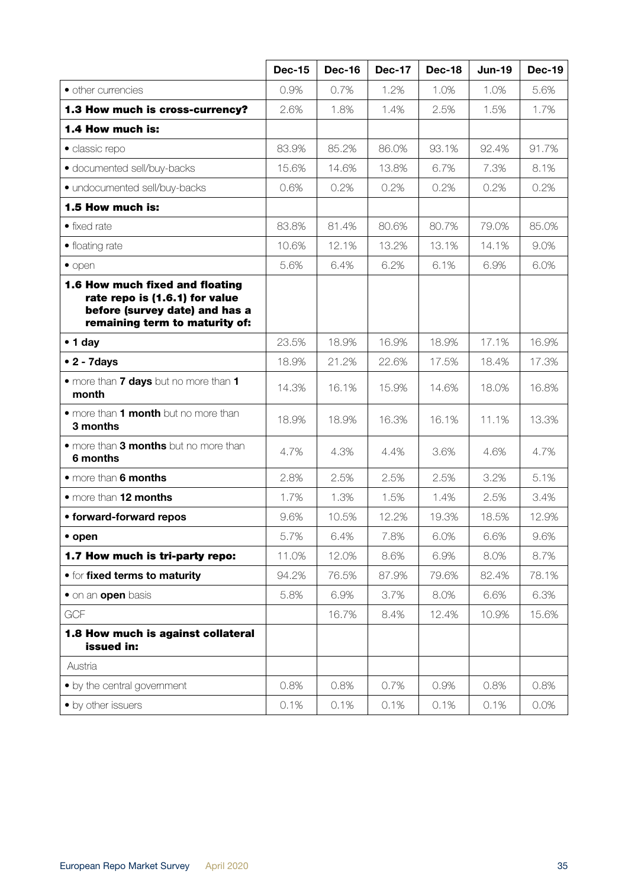| | Dec-15 | Dec-16 | Dec-17 | Dec-18 | Jun-19 | Dec-19 |
|---|---|---|---|---|---|---|
| • other currencies | 0.9% | 0.7% | 1.2% | 1.0% | 1.0% | 5.6% |
| **1.3 How much is cross-currency?** | 2.6% | 1.8% | 1.4% | 2.5% | 1.5% | 1.7% |
| **1.4 How much is:** | | | | | | |
| • classic repo | 83.9% | 85.2% | 86.0% | 93.1% | 92.4% | 91.7% |
| • documented sell/buy-backs | 15.6% | 14.6% | 13.8% | 6.7% | 7.3% | 8.1% |
| • undocumented sell/buy-backs | 0.6% | 0.2% | 0.2% | 0.2% | 0.2% | 0.2% |
| **1.5 How much is:** | | | | | | |
| • fixed rate | 83.8% | 81.4% | 80.6% | 80.7% | 79.0% | 85.0% |
| • floating rate | 10.6% | 12.1% | 13.2% | 13.1% | 14.1% | 9.0% |
| • open | 5.6% | 6.4% | 6.2% | 6.1% | 6.9% | 6.0% |
| **1.6 How much fixed and floating rate repo is (1.6.1) for value before (survey date) and has a remaining term to maturity of:** | | | | | | |
| **• 1 day** | 23.5% | 18.9% | 16.9% | 18.9% | 17.1% | 16.9% |
| **• 2 - 7days** | 18.9% | 21.2% | 22.6% | 17.5% | 18.4% | 17.3% |
| • more than **7 days** but no more than **1 month** | 14.3% | 16.1% | 15.9% | 14.6% | 18.0% | 16.8% |
| • more than **1 month** but no more than **3 months** | 18.9% | 18.9% | 16.3% | 16.1% | 11.1% | 13.3% |
| • more than **3 months** but no more than **6 months** | 4.7% | 4.3% | 4.4% | 3.6% | 4.6% | 4.7% |
| • more than **6 months** | 2.8% | 2.5% | 2.5% | 2.5% | 3.2% | 5.1% |
| • more than **12 months** | 1.7% | 1.3% | 1.5% | 1.4% | 2.5% | 3.4% |
| **• forward-forward repos** | 9.6% | 10.5% | 12.2% | 19.3% | 18.5% | 12.9% |
| **• open** | 5.7% | 6.4% | 7.8% | 6.0% | 6.6% | 9.6% |
| **1.7 How much is tri-party repo:** | 11.0% | 12.0% | 8.6% | 6.9% | 8.0% | 8.7% |
| • for **fixed terms to maturity** | 94.2% | 76.5% | 87.9% | 79.6% | 82.4% | 78.1% |
| • on an **open** basis | 5.8% | 6.9% | 3.7% | 8.0% | 6.6% | 6.3% |
| GCF | | 16.7% | 8.4% | 12.4% | 10.9% | 15.6% |
| **1.8 How much is against collateral issued in:** | | | | | | |
| Austria | | | | | | |
| • by the central government | 0.8% | 0.8% | 0.7% | 0.9% | 0.8% | 0.8% |
| • by other issuers | 0.1% | 0.1% | 0.1% | 0.1% | 0.1% | 0.0% |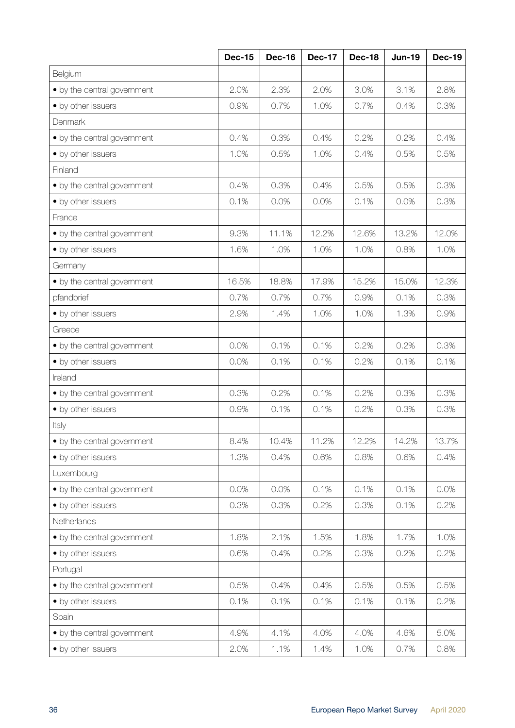| | Dec-15 | Dec-16 | Dec-17 | Dec-18 | Jun-19 | Dec-19 |
|---|---|---|---|---|---|---|
| Belgium | | | | | | |
| • by the central government | 2.0% | 2.3% | 2.0% | 3.0% | 3.1% | 2.8% |
| • by other issuers | 0.9% | 0.7% | 1.0% | 0.7% | 0.4% | 0.3% |
| Denmark | | | | | | |
| • by the central government | 0.4% | 0.3% | 0.4% | 0.2% | 0.2% | 0.4% |
| • by other issuers | 1.0% | 0.5% | 1.0% | 0.4% | 0.5% | 0.5% |
| Finland | | | | | | |
| • by the central government | 0.4% | 0.3% | 0.4% | 0.5% | 0.5% | 0.3% |
| • by other issuers | 0.1% | 0.0% | 0.0% | 0.1% | 0.0% | 0.3% |
| France | | | | | | |
| • by the central government | 9.3% | 11.1% | 12.2% | 12.6% | 13.2% | 12.0% |
| • by other issuers | 1.6% | 1.0% | 1.0% | 1.0% | 0.8% | 1.0% |
| Germany | | | | | | |
| • by the central government | 16.5% | 18.8% | 17.9% | 15.2% | 15.0% | 12.3% |
| pfandbrief | 0.7% | 0.7% | 0.7% | 0.9% | 0.1% | 0.3% |
| • by other issuers | 2.9% | 1.4% | 1.0% | 1.0% | 1.3% | 0.9% |
| Greece | | | | | | |
| • by the central government | 0.0% | 0.1% | 0.1% | 0.2% | 0.2% | 0.3% |
| • by other issuers | 0.0% | 0.1% | 0.1% | 0.2% | 0.1% | 0.1% |
| Ireland | | | | | | |
| • by the central government | 0.3% | 0.2% | 0.1% | 0.2% | 0.3% | 0.3% |
| • by other issuers | 0.9% | 0.1% | 0.1% | 0.2% | 0.3% | 0.3% |
| Italy | | | | | | |
| • by the central government | 8.4% | 10.4% | 11.2% | 12.2% | 14.2% | 13.7% |
| • by other issuers | 1.3% | 0.4% | 0.6% | 0.8% | 0.6% | 0.4% |
| Luxembourg | | | | | | |
| • by the central government | 0.0% | 0.0% | 0.1% | 0.1% | 0.1% | 0.0% |
| • by other issuers | 0.3% | 0.3% | 0.2% | 0.3% | 0.1% | 0.2% |
| Netherlands | | | | | | |
| • by the central government | 1.8% | 2.1% | 1.5% | 1.8% | 1.7% | 1.0% |
| • by other issuers | 0.6% | 0.4% | 0.2% | 0.3% | 0.2% | 0.2% |
| Portugal | | | | | | |
| • by the central government | 0.5% | 0.4% | 0.4% | 0.5% | 0.5% | 0.5% |
| • by other issuers | 0.1% | 0.1% | 0.1% | 0.1% | 0.1% | 0.2% |
| Spain | | | | | | |
| • by the central government | 4.9% | 4.1% | 4.0% | 4.0% | 4.6% | 5.0% |
| • by other issuers | 2.0% | 1.1% | 1.4% | 1.0% | 0.7% | 0.8% |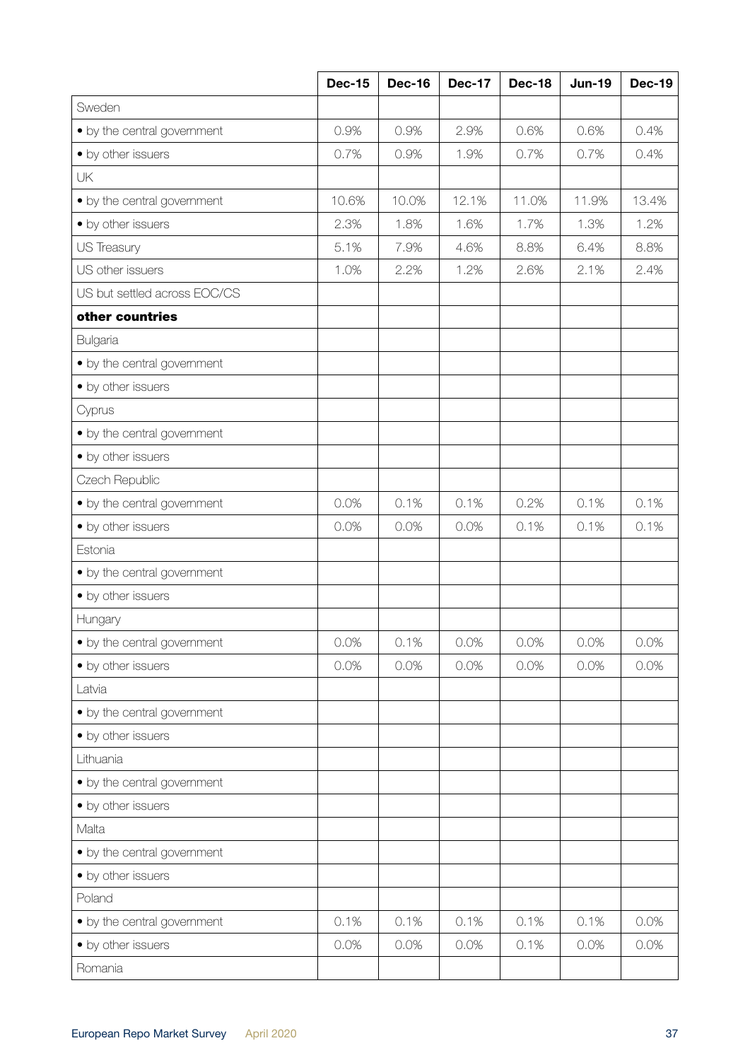| | Dec-15 | Dec-16 | Dec-17 | Dec-18 | Jun-19 | Dec-19 |
|---|---|---|---|---|---|---|
| Sweden | | | | | | |
| • by the central government | 0.9% | 0.9% | 2.9% | 0.6% | 0.6% | 0.4% |
| • by other issuers | 0.7% | 0.9% | 1.9% | 0.7% | 0.7% | 0.4% |
| UK | | | | | | |
| • by the central government | 10.6% | 10.0% | 12.1% | 11.0% | 11.9% | 13.4% |
| • by other issuers | 2.3% | 1.8% | 1.6% | 1.7% | 1.3% | 1.2% |
| US Treasury | 5.1% | 7.9% | 4.6% | 8.8% | 6.4% | 8.8% |
| US other issuers | 1.0% | 2.2% | 1.2% | 2.6% | 2.1% | 2.4% |
| US but settled across EOC/CS | | | | | | |
| **other countries** | | | | | | |
| Bulgaria | | | | | | |
| • by the central government | | | | | | |
| • by other issuers | | | | | | |
| Cyprus | | | | | | |
| • by the central government | | | | | | |
| • by other issuers | | | | | | |
| Czech Republic | | | | | | |
| • by the central government | 0.0% | 0.1% | 0.1% | 0.2% | 0.1% | 0.1% |
| • by other issuers | 0.0% | 0.0% | 0.0% | 0.1% | 0.1% | 0.1% |
| Estonia | | | | | | |
| • by the central government | | | | | | |
| • by other issuers | | | | | | |
| Hungary | | | | | | |
| • by the central government | 0.0% | 0.1% | 0.0% | 0.0% | 0.0% | 0.0% |
| • by other issuers | 0.0% | 0.0% | 0.0% | 0.0% | 0.0% | 0.0% |
| Latvia | | | | | | |
| • by the central government | | | | | | |
| • by other issuers | | | | | | |
| Lithuania | | | | | | |
| • by the central government | | | | | | |
| • by other issuers | | | | | | |
| Malta | | | | | | |
| • by the central government | | | | | | |
| • by other issuers | | | | | | |
| Poland | | | | | | |
| • by the central government | 0.1% | 0.1% | 0.1% | 0.1% | 0.1% | 0.0% |
| • by other issuers | 0.0% | 0.0% | 0.0% | 0.1% | 0.0% | 0.0% |
| Romania | | | | | | |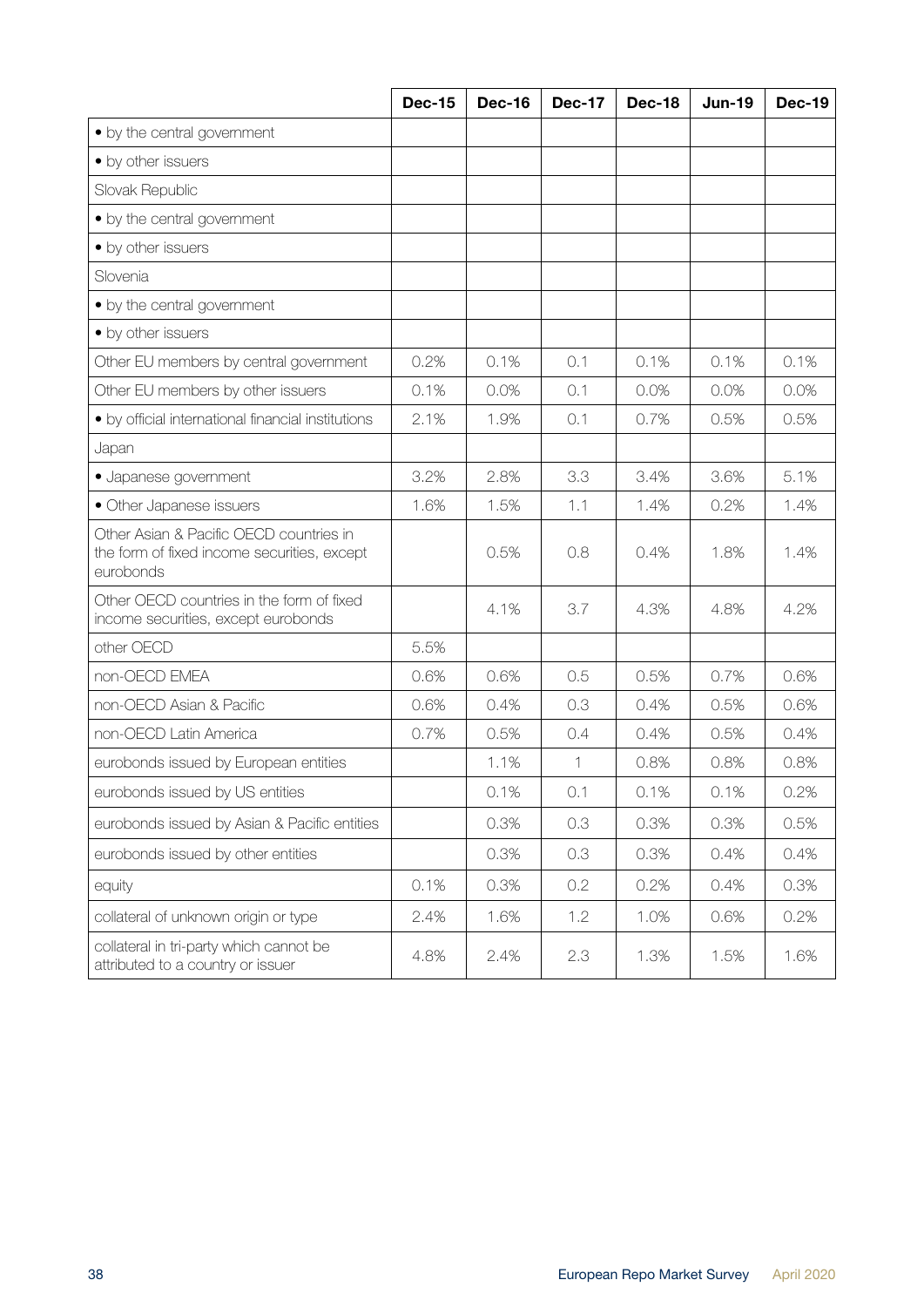| | Dec-15 | Dec-16 | Dec-17 | Dec-18 | Jun-19 | Dec-19 |
|---|---|---|---|---|---|---|
| • by the central government | | | | | | |
| • by other issuers | | | | | | |
| Slovak Republic | | | | | | |
| • by the central government | | | | | | |
| • by other issuers | | | | | | |
| Slovenia | | | | | | |
| • by the central government | | | | | | |
| • by other issuers | | | | | | |
| Other EU members by central government | 0.2% | 0.1% | 0.1 | 0.1% | 0.1% | 0.1% |
| Other EU members by other issuers | 0.1% | 0.0% | 0.1 | 0.0% | 0.0% | 0.0% |
| • by official international financial institutions | 2.1% | 1.9% | 0.1 | 0.7% | 0.5% | 0.5% |
| Japan | | | | | | |
| • Japanese government | 3.2% | 2.8% | 3.3 | 3.4% | 3.6% | 5.1% |
| • Other Japanese issuers | 1.6% | 1.5% | 1.1 | 1.4% | 0.2% | 1.4% |
| Other Asian & Pacific OECD countries in the form of fixed income securities, except eurobonds | | 0.5% | 0.8 | 0.4% | 1.8% | 1.4% |
| Other OECD countries in the form of fixed income securities, except eurobonds | | 4.1% | 3.7 | 4.3% | 4.8% | 4.2% |
| other OECD | 5.5% | | | | | |
| non-OECD EMEA | 0.6% | 0.6% | 0.5 | 0.5% | 0.7% | 0.6% |
| non-OECD Asian & Pacific | 0.6% | 0.4% | 0.3 | 0.4% | 0.5% | 0.6% |
| non-OECD Latin America | 0.7% | 0.5% | 0.4 | 0.4% | 0.5% | 0.4% |
| eurobonds issued by European entities | | 1.1% | 1 | 0.8% | 0.8% | 0.8% |
| eurobonds issued by US entities | | 0.1% | 0.1 | 0.1% | 0.1% | 0.2% |
| eurobonds issued by Asian & Pacific entities | | 0.3% | 0.3 | 0.3% | 0.3% | 0.5% |
| eurobonds issued by other entities | | 0.3% | 0.3 | 0.3% | 0.4% | 0.4% |
| equity | 0.1% | 0.3% | 0.2 | 0.2% | 0.4% | 0.3% |
| collateral of unknown origin or type | 2.4% | 1.6% | 1.2 | 1.0% | 0.6% | 0.2% |
| collateral in tri-party which cannot be attributed to a country or issuer | 4.8% | 2.4% | 2.3 | 1.3% | 1.5% | 1.6% |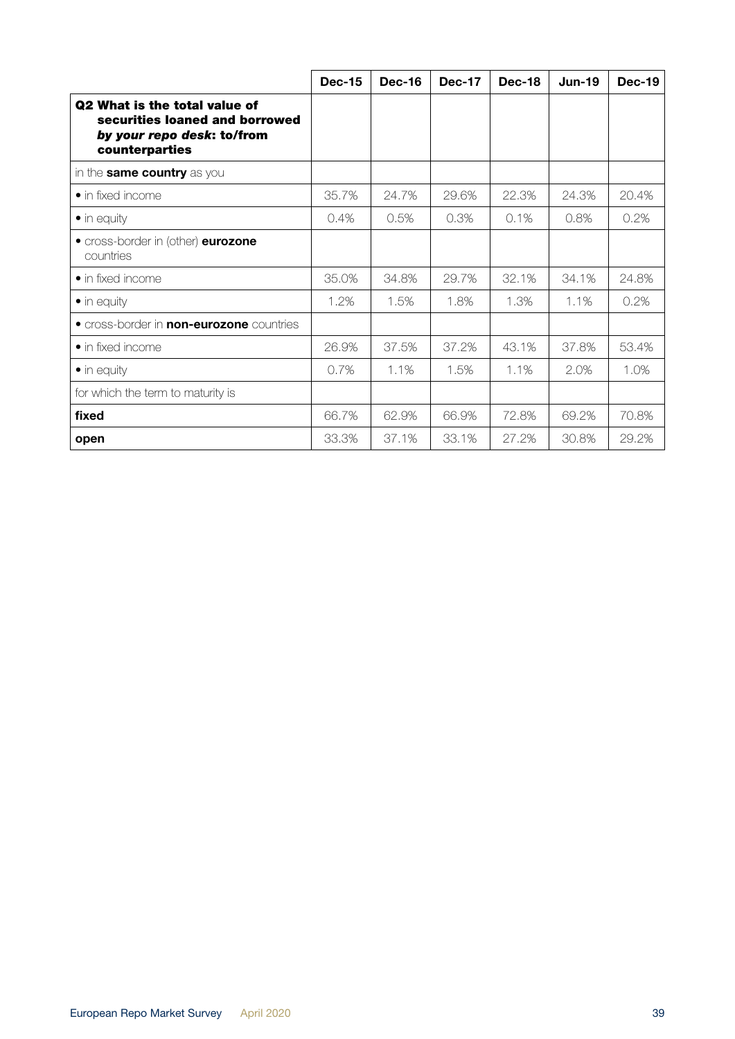| | Dec-15 | Dec-16 | Dec-17 | Dec-18 | Jun-19 | Dec-19 |
|---|---|---|---|---|---|---|
| **Q2 What is the total value of securities loaned and borrowed *by your repo desk*: to/from counterparties** | | | | | | |
| in the **same country** as you | | | | | | |
| • in fixed income | 35.7% | 24.7% | 29.6% | 22.3% | 24.3% | 20.4% |
| • in equity | 0.4% | 0.5% | 0.3% | 0.1% | 0.8% | 0.2% |
| • cross-border in (other) **eurozone** countries | | | | | | |
| • in fixed income | 35.0% | 34.8% | 29.7% | 32.1% | 34.1% | 24.8% |
| • in equity | 1.2% | 1.5% | 1.8% | 1.3% | 1.1% | 0.2% |
| • cross-border in **non-eurozone** countries | | | | | | |
| • in fixed income | 26.9% | 37.5% | 37.2% | 43.1% | 37.8% | 53.4% |
| • in equity | 0.7% | 1.1% | 1.5% | 1.1% | 2.0% | 1.0% |
| for which the term to maturity is | | | | | | |
| **fixed** | 66.7% | 62.9% | 66.9% | 72.8% | 69.2% | 70.8% |
| **open** | 33.3% | 37.1% | 33.1% | 27.2% | 30.8% | 29.2% |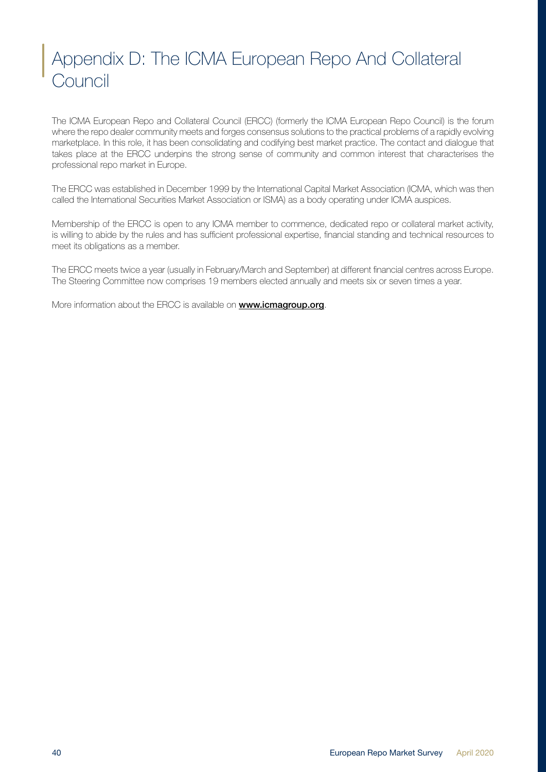# Appendix D: The ICMA European Repo And Collateral Council

The ICMA European Repo and Collateral Council (ERCC) (formerly the ICMA European Repo Council) is the forum where the repo dealer community meets and forges consensus solutions to the practical problems of a rapidly evolving marketplace. In this role, it has been consolidating and codifying best market practice. The contact and dialogue that takes place at the ERCC underpins the strong sense of community and common interest that characterises the professional repo market in Europe.

The ERCC was established in December 1999 by the International Capital Market Association (ICMA, which was then called the International Securities Market Association or ISMA) as a body operating under ICMA auspices.

Membership of the ERCC is open to any ICMA member to commence, dedicated repo or collateral market activity, is willing to abide by the rules and has sufficient professional expertise, financial standing and technical resources to meet its obligations as a member.

The ERCC meets twice a year (usually in February/March and September) at different financial centres across Europe. The Steering Committee now comprises 19 members elected annually and meets six or seven times a year.

More information about the ERCC is available on **www.icmagroup.org**.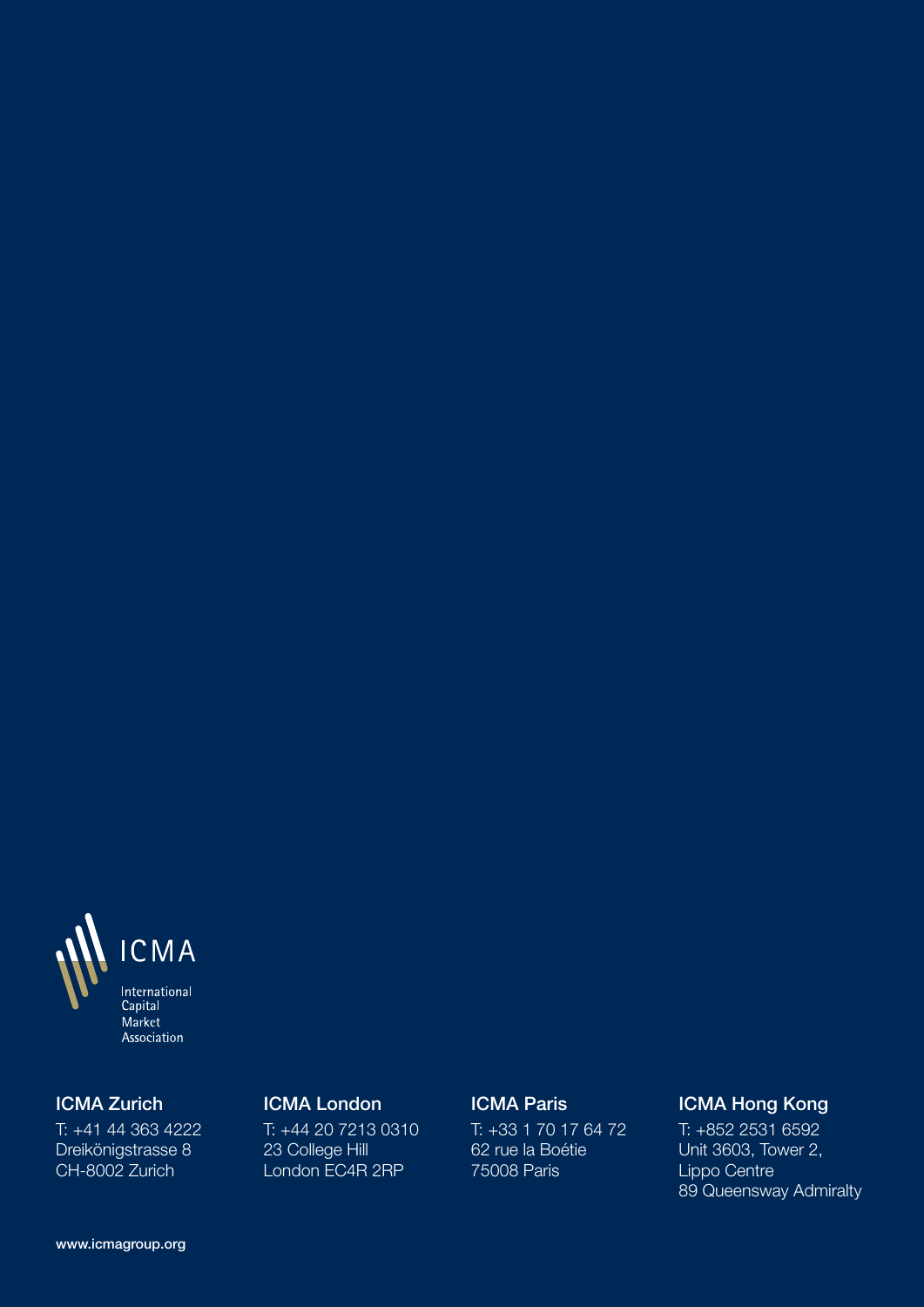ICMA

International
Capital
Market
Association

**ICMA Zurich**

T: +41 44 363 4222
Dreikönigstrasse 8
CH-8002 Zurich

**ICMA London**

T: +44 20 7213 0310
23 College Hill
London EC4R 2RP

**ICMA Paris**

T: +33 1 70 17 64 72
62 rue la Boétie
75008 Paris

**ICMA Hong Kong**

T: +852 2531 6592
Unit 3603, Tower 2,
Lippo Centre
89 Queensway Admiralty

www.icmagroup.org